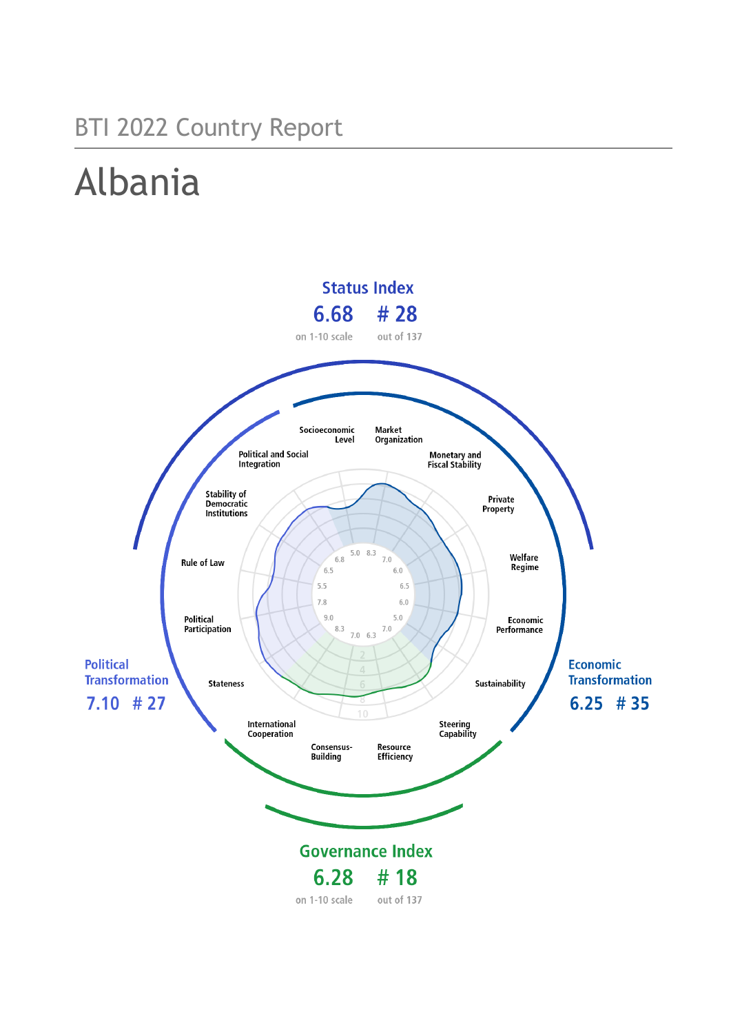# BTI 2022 Country Report

# Albania

**Status Index**

**6.68** on 1-10 scale

**# 28** out of 137

**Political Transformation**

**7.10 # 27**

**Economic Transformation**

**6.25 # 35**

**Governance Index**

**6.28** on 1-10 scale

**# 18** out of 137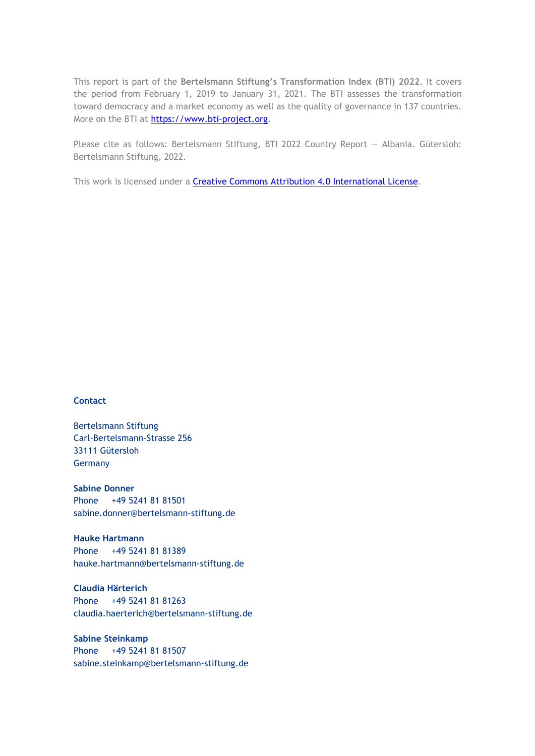This report is part of the **Bertelsmann Stiftung's Transformation Index (BTI) 2022**. It covers the period from February 1, 2019 to January 31, 2021. The BTI assesses the transformation toward democracy and a market economy as well as the quality of governance in 137 countries. More on the BTI at [https://www.bti-project.org](https://www.bti-project.org).

Please cite as follows: Bertelsmann Stiftung, BTI 2022 Country Report — Albania. Gütersloh: Bertelsmann Stiftung, 2022.

This work is licensed under a [Creative Commons Attribution 4.0 International License](https://creativecommons.org/licenses/by/4.0/).

**Contact**

Bertelsmann Stiftung
Carl-Bertelsmann-Strasse 256
33111 Gütersloh
Germany

**Sabine Donner**
Phone +49 5241 81 81501
sabine.donner@bertelsmann-stiftung.de

**Hauke Hartmann**
Phone +49 5241 81 81389
hauke.hartmann@bertelsmann-stiftung.de

**Claudia Härterich**
Phone +49 5241 81 81263
claudia.haerterich@bertelsmann-stiftung.de

**Sabine Steinkamp**
Phone +49 5241 81 81507
sabine.steinkamp@bertelsmann-stiftung.de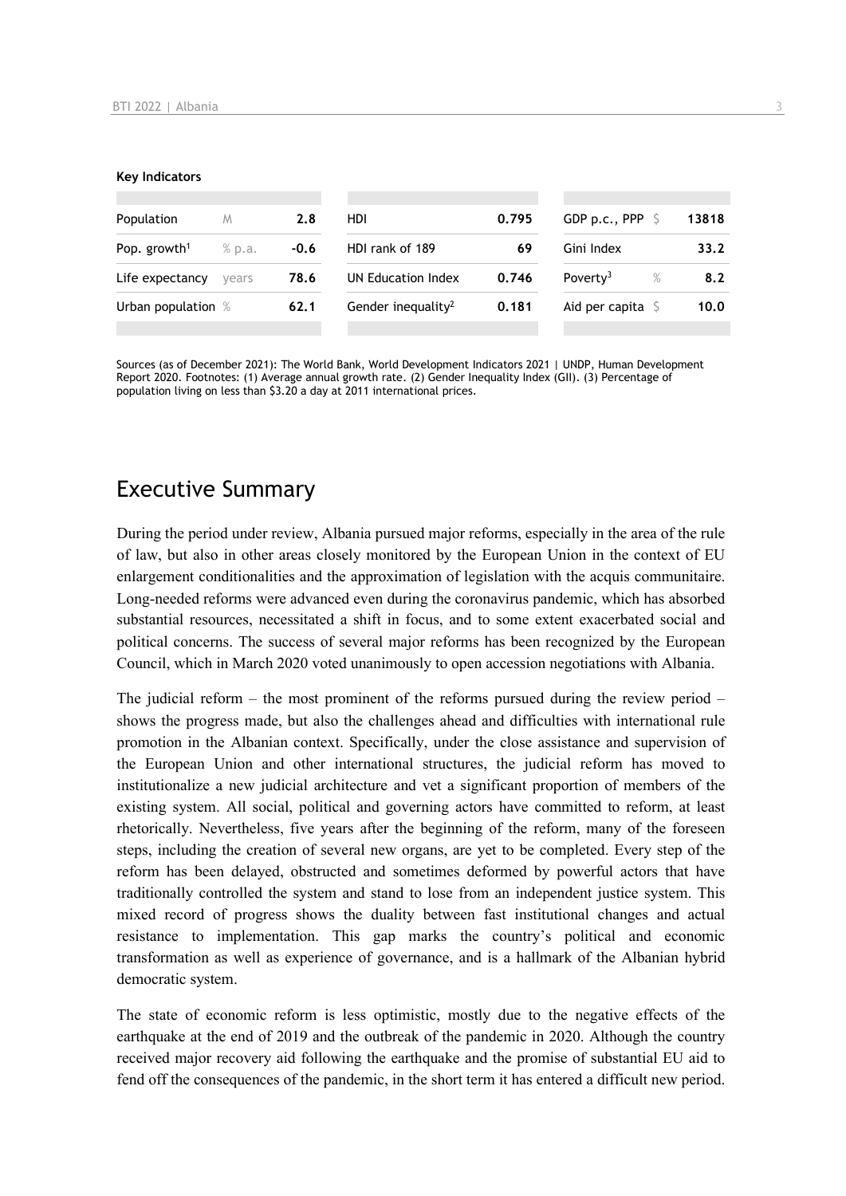**Key Indicators**

| Population | M | 2.8 | HDI | 0.795 | GDP p.c., PPP | $ | 13818 |
|---|---|---|---|---|---|---|---|
| Pop. growth[1] | % p.a. | -0.6 | HDI rank of 189 | 69 | Gini Index | | 33.2 |
| Life expectancy | years | 78.6 | UN Education Index | 0.746 | Poverty[3] | % | 8.2 |
| Urban population | % | 62.1 | Gender inequality[2] | 0.181 | Aid per capita | $ | 10.0 |

Sources (as of December 2021): The World Bank, World Development Indicators 2021 | UNDP, Human Development Report 2020. Footnotes: (1) Average annual growth rate. (2) Gender Inequality Index (GII). (3) Percentage of population living on less than $3.20 a day at 2011 international prices.

## Executive Summary

During the period under review, Albania pursued major reforms, especially in the area of the rule of law, but also in other areas closely monitored by the European Union in the context of EU enlargement conditionalities and the approximation of legislation with the acquis communitaire. Long-needed reforms were advanced even during the coronavirus pandemic, which has absorbed substantial resources, necessitated a shift in focus, and to some extent exacerbated social and political concerns. The success of several major reforms has been recognized by the European Council, which in March 2020 voted unanimously to open accession negotiations with Albania.

The judicial reform – the most prominent of the reforms pursued during the review period – shows the progress made, but also the challenges ahead and difficulties with international rule promotion in the Albanian context. Specifically, under the close assistance and supervision of the European Union and other international structures, the judicial reform has moved to institutionalize a new judicial architecture and vet a significant proportion of members of the existing system. All social, political and governing actors have committed to reform, at least rhetorically. Nevertheless, five years after the beginning of the reform, many of the foreseen steps, including the creation of several new organs, are yet to be completed. Every step of the reform has been delayed, obstructed and sometimes deformed by powerful actors that have traditionally controlled the system and stand to lose from an independent justice system. This mixed record of progress shows the duality between fast institutional changes and actual resistance to implementation. This gap marks the country's political and economic transformation as well as experience of governance, and is a hallmark of the Albanian hybrid democratic system.

The state of economic reform is less optimistic, mostly due to the negative effects of the earthquake at the end of 2019 and the outbreak of the pandemic in 2020. Although the country received major recovery aid following the earthquake and the promise of substantial EU aid to fend off the consequences of the pandemic, in the short term it has entered a difficult new period.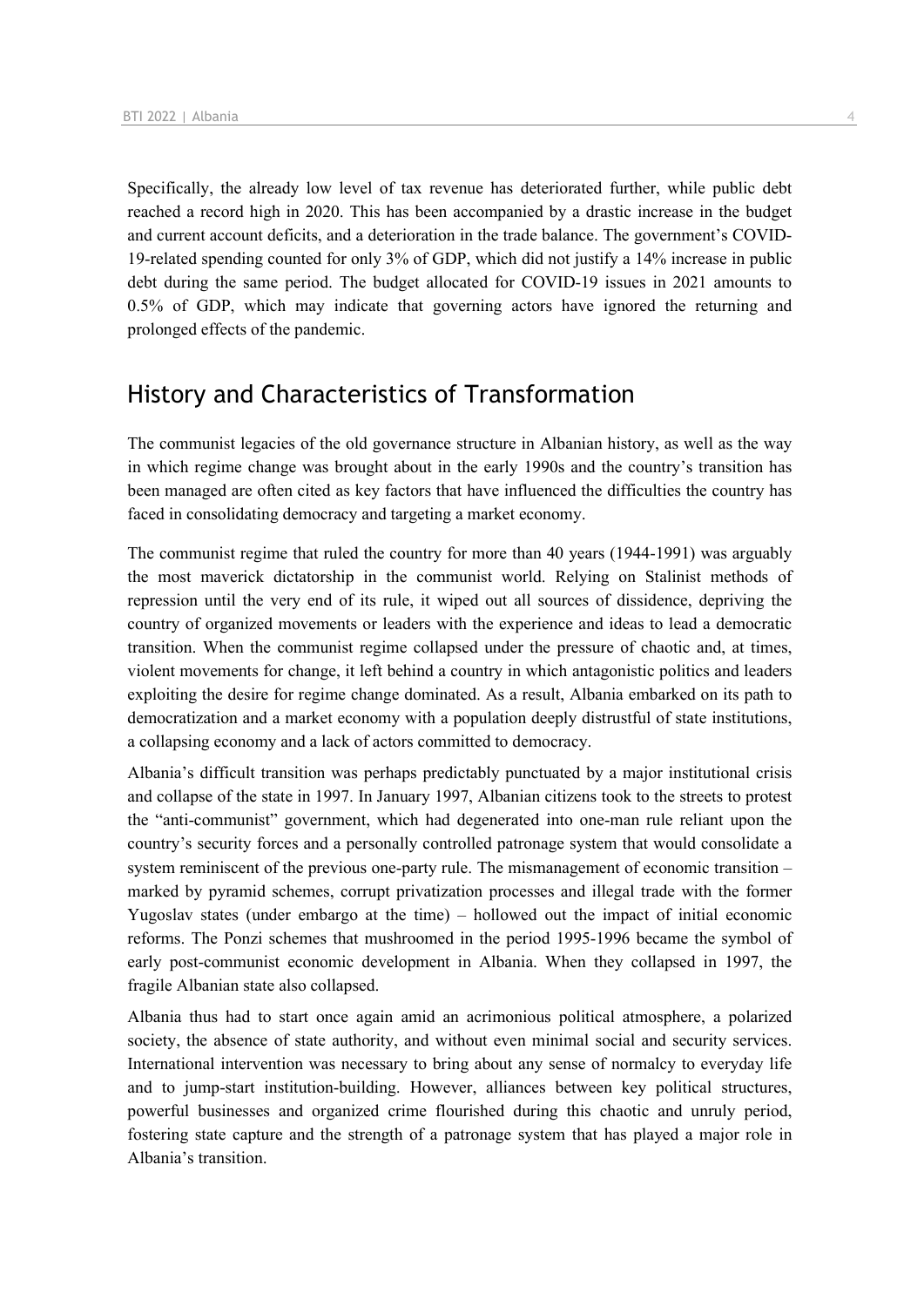Specifically, the already low level of tax revenue has deteriorated further, while public debt reached a record high in 2020. This has been accompanied by a drastic increase in the budget and current account deficits, and a deterioration in the trade balance. The government's COVID-19-related spending counted for only 3% of GDP, which did not justify a 14% increase in public debt during the same period. The budget allocated for COVID-19 issues in 2021 amounts to 0.5% of GDP, which may indicate that governing actors have ignored the returning and prolonged effects of the pandemic.

## History and Characteristics of Transformation

The communist legacies of the old governance structure in Albanian history, as well as the way in which regime change was brought about in the early 1990s and the country's transition has been managed are often cited as key factors that have influenced the difficulties the country has faced in consolidating democracy and targeting a market economy.

The communist regime that ruled the country for more than 40 years (1944-1991) was arguably the most maverick dictatorship in the communist world. Relying on Stalinist methods of repression until the very end of its rule, it wiped out all sources of dissidence, depriving the country of organized movements or leaders with the experience and ideas to lead a democratic transition. When the communist regime collapsed under the pressure of chaotic and, at times, violent movements for change, it left behind a country in which antagonistic politics and leaders exploiting the desire for regime change dominated. As a result, Albania embarked on its path to democratization and a market economy with a population deeply distrustful of state institutions, a collapsing economy and a lack of actors committed to democracy.

Albania's difficult transition was perhaps predictably punctuated by a major institutional crisis and collapse of the state in 1997. In January 1997, Albanian citizens took to the streets to protest the "anti-communist" government, which had degenerated into one-man rule reliant upon the country's security forces and a personally controlled patronage system that would consolidate a system reminiscent of the previous one-party rule. The mismanagement of economic transition – marked by pyramid schemes, corrupt privatization processes and illegal trade with the former Yugoslav states (under embargo at the time) – hollowed out the impact of initial economic reforms. The Ponzi schemes that mushroomed in the period 1995-1996 became the symbol of early post-communist economic development in Albania. When they collapsed in 1997, the fragile Albanian state also collapsed.

Albania thus had to start once again amid an acrimonious political atmosphere, a polarized society, the absence of state authority, and without even minimal social and security services. International intervention was necessary to bring about any sense of normalcy to everyday life and to jump-start institution-building. However, alliances between key political structures, powerful businesses and organized crime flourished during this chaotic and unruly period, fostering state capture and the strength of a patronage system that has played a major role in Albania's transition.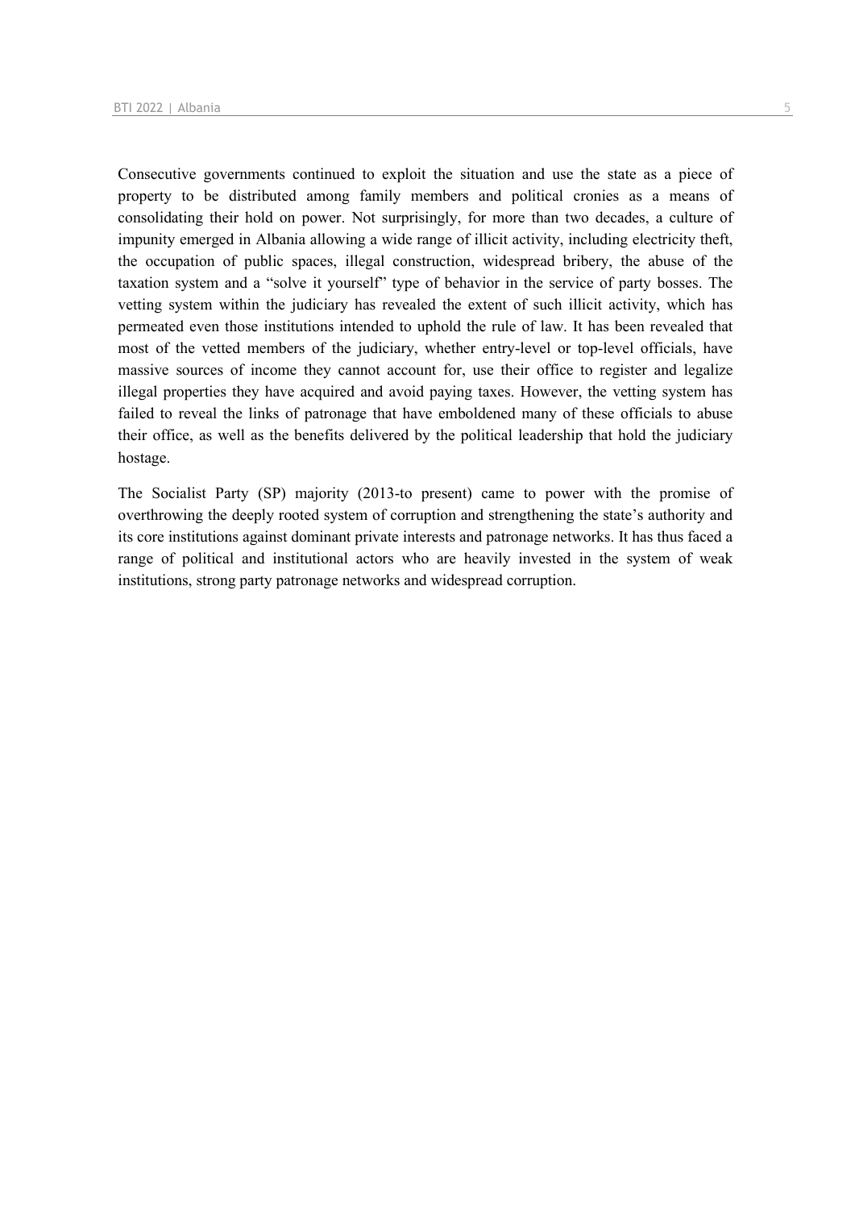Consecutive governments continued to exploit the situation and use the state as a piece of property to be distributed among family members and political cronies as a means of consolidating their hold on power. Not surprisingly, for more than two decades, a culture of impunity emerged in Albania allowing a wide range of illicit activity, including electricity theft, the occupation of public spaces, illegal construction, widespread bribery, the abuse of the taxation system and a "solve it yourself" type of behavior in the service of party bosses. The vetting system within the judiciary has revealed the extent of such illicit activity, which has permeated even those institutions intended to uphold the rule of law. It has been revealed that most of the vetted members of the judiciary, whether entry-level or top-level officials, have massive sources of income they cannot account for, use their office to register and legalize illegal properties they have acquired and avoid paying taxes. However, the vetting system has failed to reveal the links of patronage that have emboldened many of these officials to abuse their office, as well as the benefits delivered by the political leadership that hold the judiciary hostage.

The Socialist Party (SP) majority (2013-to present) came to power with the promise of overthrowing the deeply rooted system of corruption and strengthening the state's authority and its core institutions against dominant private interests and patronage networks. It has thus faced a range of political and institutional actors who are heavily invested in the system of weak institutions, strong party patronage networks and widespread corruption.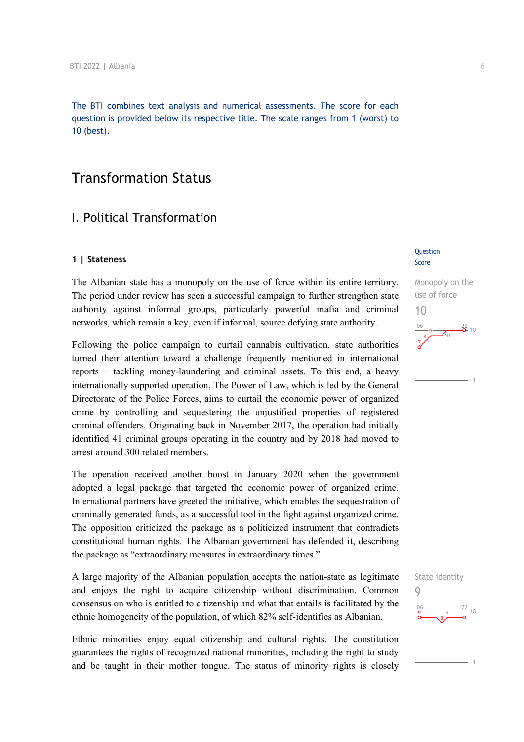The BTI combines text analysis and numerical assessments. The score for each question is provided below its respective title. The scale ranges from 1 (worst) to 10 (best).

# Transformation Status

## I. Political Transformation

### 1 | Stateness

Question Score

**Monopoly on the use of force**
**10**

The Albanian state has a monopoly on the use of force within its entire territory. The period under review has seen a successful campaign to further strengthen state authority against informal groups, particularly powerful mafia and criminal networks, which remain a key, even if informal, source defying state authority.

Following the police campaign to curtail cannabis cultivation, state authorities turned their attention toward a challenge frequently mentioned in international reports – tackling money-laundering and criminal assets. To this end, a heavy internationally supported operation, The Power of Law, which is led by the General Directorate of the Police Forces, aims to curtail the economic power of organized crime by controlling and sequestering the unjustified properties of registered criminal offenders. Originating back in November 2017, the operation had initially identified 41 criminal groups operating in the country and by 2018 had moved to arrest around 300 related members.

The operation received another boost in January 2020 when the government adopted a legal package that targeted the economic power of organized crime. International partners have greeted the initiative, which enables the sequestration of criminally generated funds, as a successful tool in the fight against organized crime. The opposition criticized the package as a politicized instrument that contradicts constitutional human rights. The Albanian government has defended it, describing the package as "extraordinary measures in extraordinary times."

**State identity**
**9**

A large majority of the Albanian population accepts the nation-state as legitimate and enjoys the right to acquire citizenship without discrimination. Common consensus on who is entitled to citizenship and what that entails is facilitated by the ethnic homogeneity of the population, of which 82% self-identifies as Albanian.

Ethnic minorities enjoy equal citizenship and cultural rights. The constitution guarantees the rights of recognized national minorities, including the right to study and be taught in their mother tongue. The status of minority rights is closely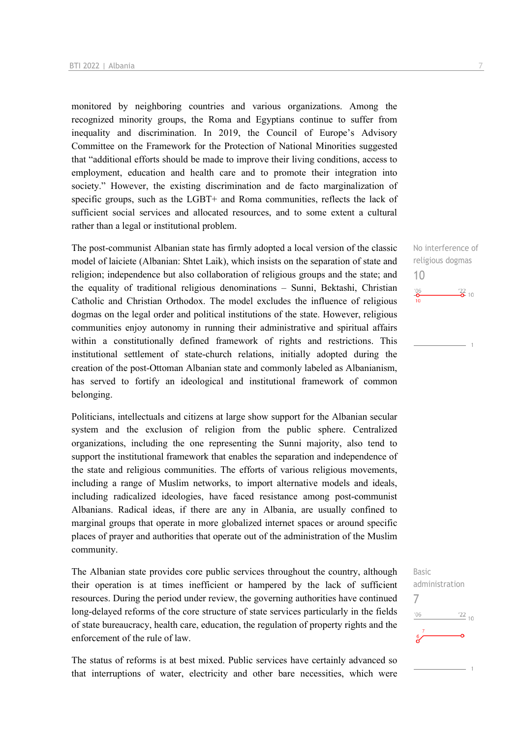monitored by neighboring countries and various organizations. Among the recognized minority groups, the Roma and Egyptians continue to suffer from inequality and discrimination. In 2019, the Council of Europe's Advisory Committee on the Framework for the Protection of National Minorities suggested that "additional efforts should be made to improve their living conditions, access to employment, education and health care and to promote their integration into society." However, the existing discrimination and de facto marginalization of specific groups, such as the LGBT+ and Roma communities, reflects the lack of sufficient social services and allocated resources, and to some extent a cultural rather than a legal or institutional problem.

No interference of religious dogmas
10

'06: 10 — '22: 10

The post-communist Albanian state has firmly adopted a local version of the classic model of laiciete (Albanian: Shtet Laik), which insists on the separation of state and religion; independence but also collaboration of religious groups and the state; and the equality of traditional religious denominations – Sunni, Bektashi, Christian Catholic and Christian Orthodox. The model excludes the influence of religious dogmas on the legal order and political institutions of the state. However, religious communities enjoy autonomy in running their administrative and spiritual affairs within a constitutionally defined framework of rights and restrictions. This institutional settlement of state-church relations, initially adopted during the creation of the post-Ottoman Albanian state and commonly labeled as Albanianism, has served to fortify an ideological and institutional framework of common belonging.

Politicians, intellectuals and citizens at large show support for the Albanian secular system and the exclusion of religion from the public sphere. Centralized organizations, including the one representing the Sunni majority, also tend to support the institutional framework that enables the separation and independence of the state and religious communities. The efforts of various religious movements, including a range of Muslim networks, to import alternative models and ideals, including radicalized ideologies, have faced resistance among post-communist Albanians. Radical ideas, if there are any in Albania, are usually confined to marginal groups that operate in more globalized internet spaces or around specific places of prayer and authorities that operate out of the administration of the Muslim community.

Basic administration
7

'06: 6 — '22: 7

The Albanian state provides core public services throughout the country, although their operation is at times inefficient or hampered by the lack of sufficient resources. During the period under review, the governing authorities have continued long-delayed reforms of the core structure of state services particularly in the fields of state bureaucracy, health care, education, the regulation of property rights and the enforcement of the rule of law.

The status of reforms is at best mixed. Public services have certainly advanced so that interruptions of water, electricity and other bare necessities, which were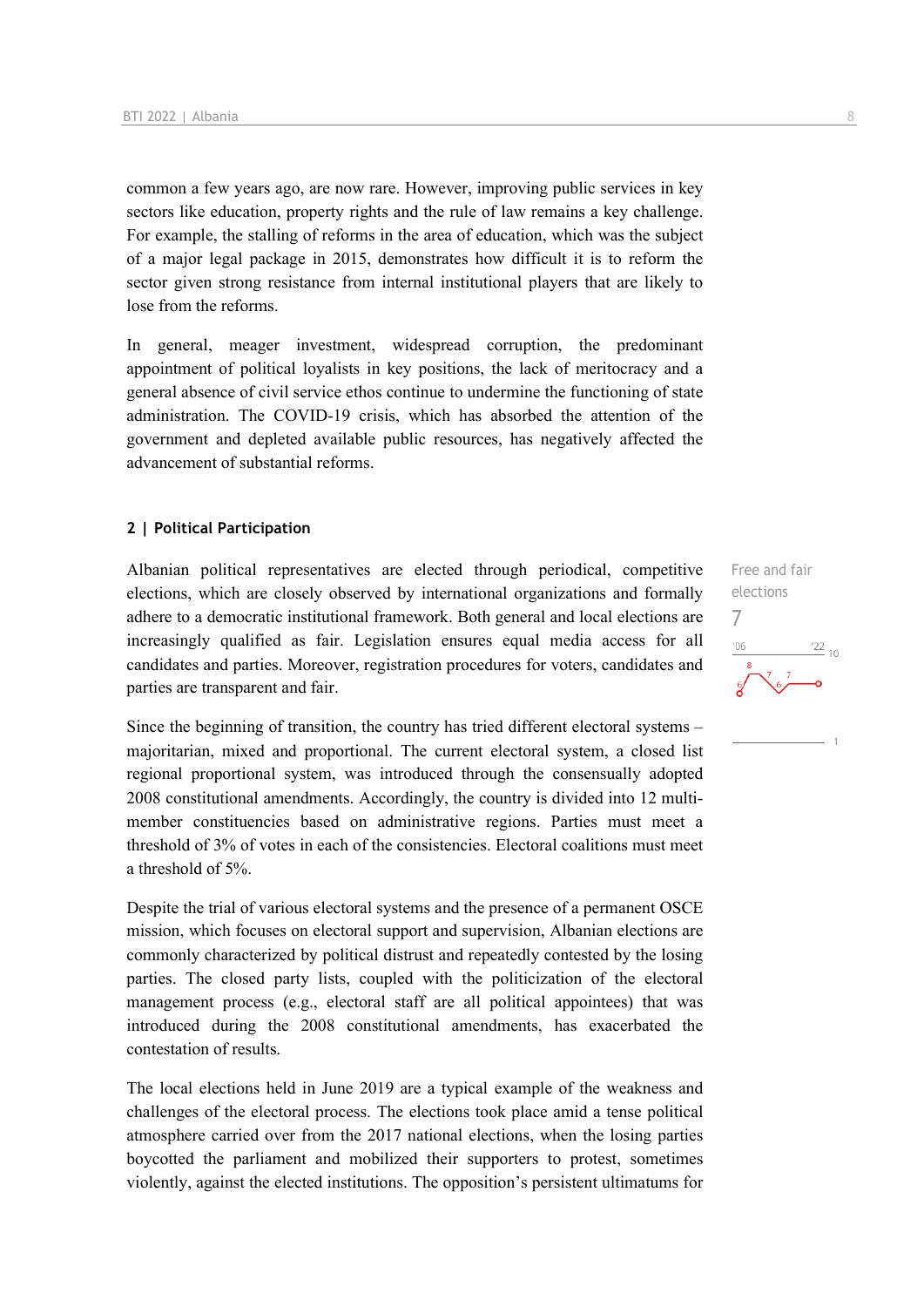common a few years ago, are now rare. However, improving public services in key sectors like education, property rights and the rule of law remains a key challenge. For example, the stalling of reforms in the area of education, which was the subject of a major legal package in 2015, demonstrates how difficult it is to reform the sector given strong resistance from internal institutional players that are likely to lose from the reforms.

In general, meager investment, widespread corruption, the predominant appointment of political loyalists in key positions, the lack of meritocracy and a general absence of civil service ethos continue to undermine the functioning of state administration. The COVID-19 crisis, which has absorbed the attention of the government and depleted available public resources, has negatively affected the advancement of substantial reforms.

#### 2 | Political Participation

Free and fair elections

7

Albanian political representatives are elected through periodical, competitive elections, which are closely observed by international organizations and formally adhere to a democratic institutional framework. Both general and local elections are increasingly qualified as fair. Legislation ensures equal media access for all candidates and parties. Moreover, registration procedures for voters, candidates and parties are transparent and fair.

Since the beginning of transition, the country has tried different electoral systems – majoritarian, mixed and proportional. The current electoral system, a closed list regional proportional system, was introduced through the consensually adopted 2008 constitutional amendments. Accordingly, the country is divided into 12 multi-member constituencies based on administrative regions. Parties must meet a threshold of 3% of votes in each of the consistencies. Electoral coalitions must meet a threshold of 5%.

Despite the trial of various electoral systems and the presence of a permanent OSCE mission, which focuses on electoral support and supervision, Albanian elections are commonly characterized by political distrust and repeatedly contested by the losing parties. The closed party lists, coupled with the politicization of the electoral management process (e.g., electoral staff are all political appointees) that was introduced during the 2008 constitutional amendments, has exacerbated the contestation of results.

The local elections held in June 2019 are a typical example of the weakness and challenges of the electoral process. The elections took place amid a tense political atmosphere carried over from the 2017 national elections, when the losing parties boycotted the parliament and mobilized their supporters to protest, sometimes violently, against the elected institutions. The opposition's persistent ultimatums for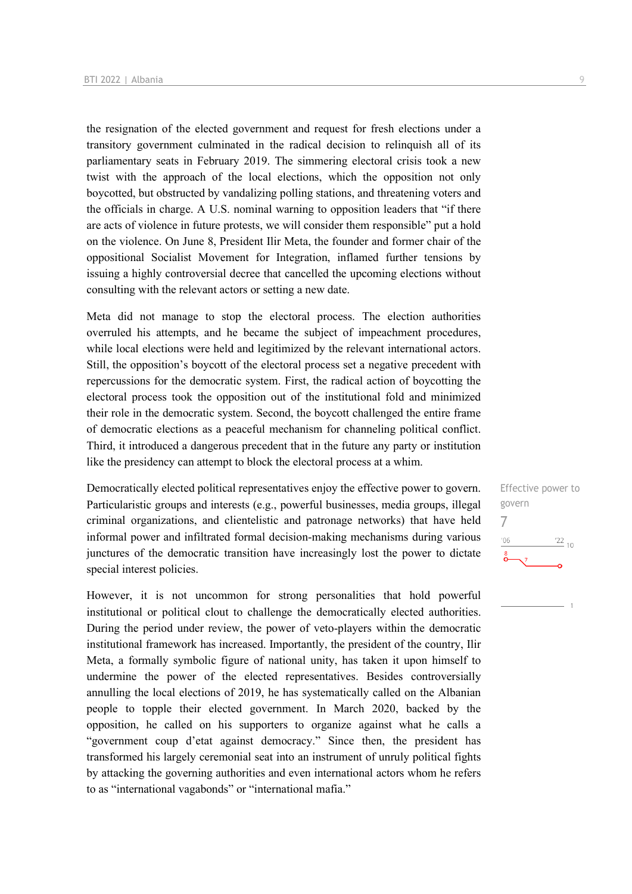the resignation of the elected government and request for fresh elections under a transitory government culminated in the radical decision to relinquish all of its parliamentary seats in February 2019. The simmering electoral crisis took a new twist with the approach of the local elections, which the opposition not only boycotted, but obstructed by vandalizing polling stations, and threatening voters and the officials in charge. A U.S. nominal warning to opposition leaders that "if there are acts of violence in future protests, we will consider them responsible" put a hold on the violence. On June 8, President Ilir Meta, the founder and former chair of the oppositional Socialist Movement for Integration, inflamed further tensions by issuing a highly controversial decree that cancelled the upcoming elections without consulting with the relevant actors or setting a new date.

Meta did not manage to stop the electoral process. The election authorities overruled his attempts, and he became the subject of impeachment procedures, while local elections were held and legitimized by the relevant international actors. Still, the opposition's boycott of the electoral process set a negative precedent with repercussions for the democratic system. First, the radical action of boycotting the electoral process took the opposition out of the institutional fold and minimized their role in the democratic system. Second, the boycott challenged the entire frame of democratic elections as a peaceful mechanism for channeling political conflict. Third, it introduced a dangerous precedent that in the future any party or institution like the presidency can attempt to block the electoral process at a whim.

Effective power to govern
7

Democratically elected political representatives enjoy the effective power to govern. Particularistic groups and interests (e.g., powerful businesses, media groups, illegal criminal organizations, and clientelistic and patronage networks) that have held informal power and infiltrated formal decision-making mechanisms during various junctures of the democratic transition have increasingly lost the power to dictate special interest policies.

However, it is not uncommon for strong personalities that hold powerful institutional or political clout to challenge the democratically elected authorities. During the period under review, the power of veto-players within the democratic institutional framework has increased. Importantly, the president of the country, Ilir Meta, a formally symbolic figure of national unity, has taken it upon himself to undermine the power of the elected representatives. Besides controversially annulling the local elections of 2019, he has systematically called on the Albanian people to topple their elected government. In March 2020, backed by the opposition, he called on his supporters to organize against what he calls a "government coup d'etat against democracy." Since then, the president has transformed his largely ceremonial seat into an instrument of unruly political fights by attacking the governing authorities and even international actors whom he refers to as "international vagabonds" or "international mafia."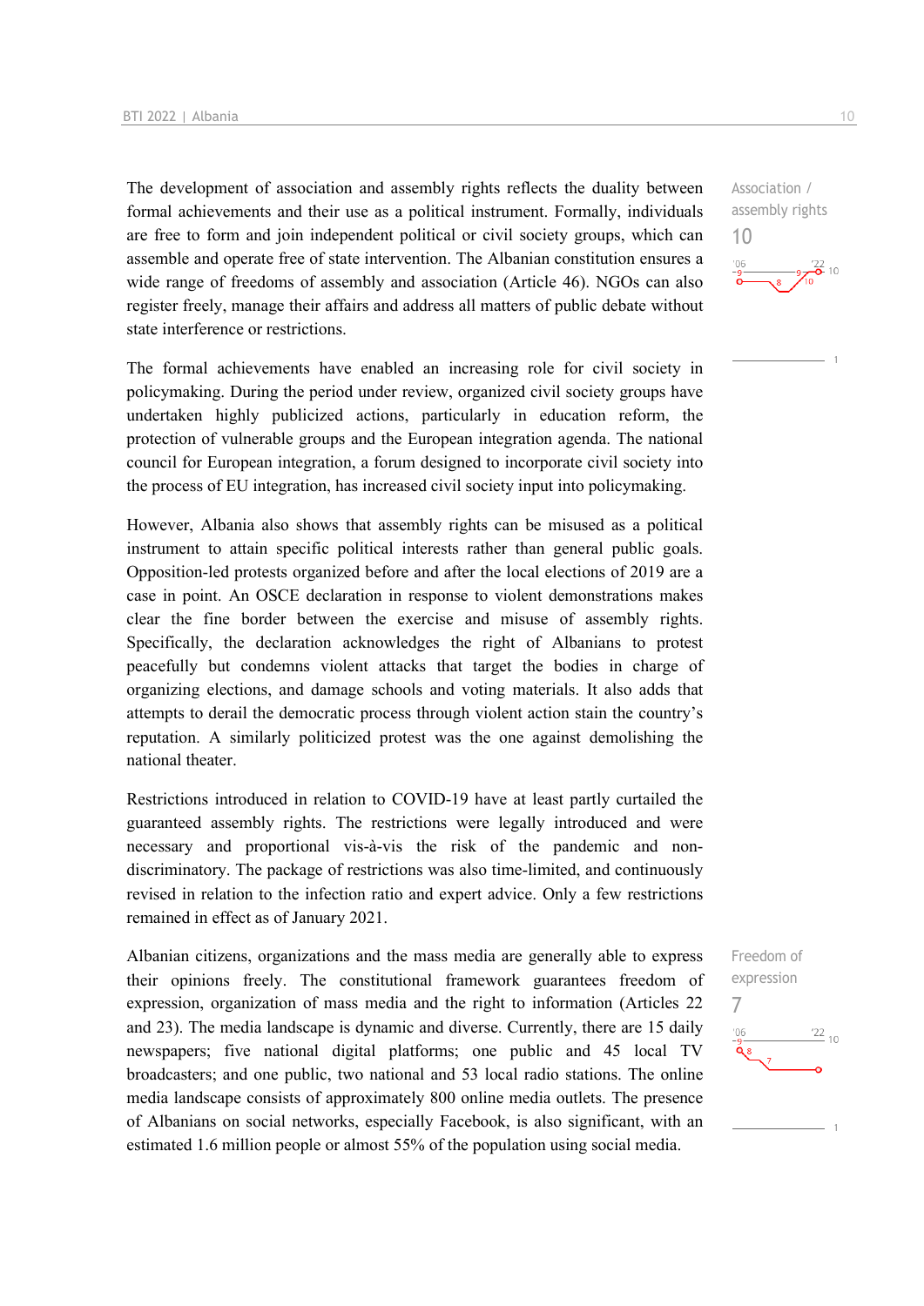The development of association and assembly rights reflects the duality between formal achievements and their use as a political instrument. Formally, individuals are free to form and join independent political or civil society groups, which can assemble and operate free of state intervention. The Albanian constitution ensures a wide range of freedoms of assembly and association (Article 46). NGOs can also register freely, manage their affairs and address all matters of public debate without state interference or restrictions.

Association / assembly rights
10

The formal achievements have enabled an increasing role for civil society in policymaking. During the period under review, organized civil society groups have undertaken highly publicized actions, particularly in education reform, the protection of vulnerable groups and the European integration agenda. The national council for European integration, a forum designed to incorporate civil society into the process of EU integration, has increased civil society input into policymaking.

However, Albania also shows that assembly rights can be misused as a political instrument to attain specific political interests rather than general public goals. Opposition-led protests organized before and after the local elections of 2019 are a case in point. An OSCE declaration in response to violent demonstrations makes clear the fine border between the exercise and misuse of assembly rights. Specifically, the declaration acknowledges the right of Albanians to protest peacefully but condemns violent attacks that target the bodies in charge of organizing elections, and damage schools and voting materials. It also adds that attempts to derail the democratic process through violent action stain the country's reputation. A similarly politicized protest was the one against demolishing the national theater.

Restrictions introduced in relation to COVID-19 have at least partly curtailed the guaranteed assembly rights. The restrictions were legally introduced and were necessary and proportional vis-à-vis the risk of the pandemic and non-discriminatory. The package of restrictions was also time-limited, and continuously revised in relation to the infection ratio and expert advice. Only a few restrictions remained in effect as of January 2021.

Albanian citizens, organizations and the mass media are generally able to express their opinions freely. The constitutional framework guarantees freedom of expression, organization of mass media and the right to information (Articles 22 and 23). The media landscape is dynamic and diverse. Currently, there are 15 daily newspapers; five national digital platforms; one public and 45 local TV broadcasters; and one public, two national and 53 local radio stations. The online media landscape consists of approximately 800 online media outlets. The presence of Albanians on social networks, especially Facebook, is also significant, with an estimated 1.6 million people or almost 55% of the population using social media.

Freedom of expression
7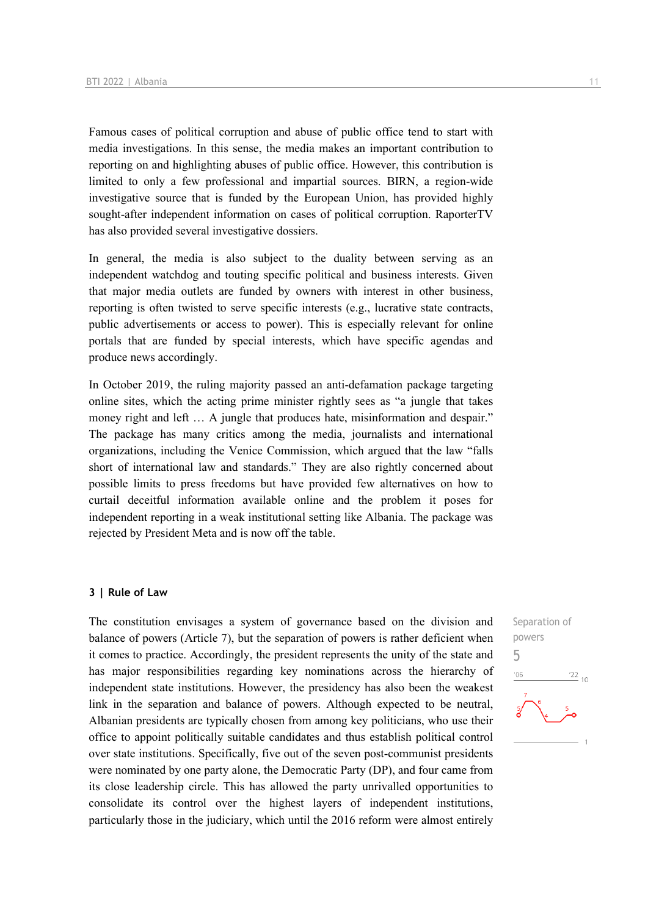Famous cases of political corruption and abuse of public office tend to start with media investigations. In this sense, the media makes an important contribution to reporting on and highlighting abuses of public office. However, this contribution is limited to only a few professional and impartial sources. BIRN, a region-wide investigative source that is funded by the European Union, has provided highly sought-after independent information on cases of political corruption. RaporterTV has also provided several investigative dossiers.

In general, the media is also subject to the duality between serving as an independent watchdog and touting specific political and business interests. Given that major media outlets are funded by owners with interest in other business, reporting is often twisted to serve specific interests (e.g., lucrative state contracts, public advertisements or access to power). This is especially relevant for online portals that are funded by special interests, which have specific agendas and produce news accordingly.

In October 2019, the ruling majority passed an anti-defamation package targeting online sites, which the acting prime minister rightly sees as "a jungle that takes money right and left … A jungle that produces hate, misinformation and despair." The package has many critics among the media, journalists and international organizations, including the Venice Commission, which argued that the law "falls short of international law and standards." They are also rightly concerned about possible limits to press freedoms but have provided few alternatives on how to curtail deceitful information available online and the problem it poses for independent reporting in a weak institutional setting like Albania. The package was rejected by President Meta and is now off the table.

### 3 | Rule of Law

Separation of powers
5

The constitution envisages a system of governance based on the division and balance of powers (Article 7), but the separation of powers is rather deficient when it comes to practice. Accordingly, the president represents the unity of the state and has major responsibilities regarding key nominations across the hierarchy of independent state institutions. However, the presidency has also been the weakest link in the separation and balance of powers. Although expected to be neutral, Albanian presidents are typically chosen from among key politicians, who use their office to appoint politically suitable candidates and thus establish political control over state institutions. Specifically, five out of the seven post-communist presidents were nominated by one party alone, the Democratic Party (DP), and four came from its close leadership circle. This has allowed the party unrivalled opportunities to consolidate its control over the highest layers of independent institutions, particularly those in the judiciary, which until the 2016 reform were almost entirely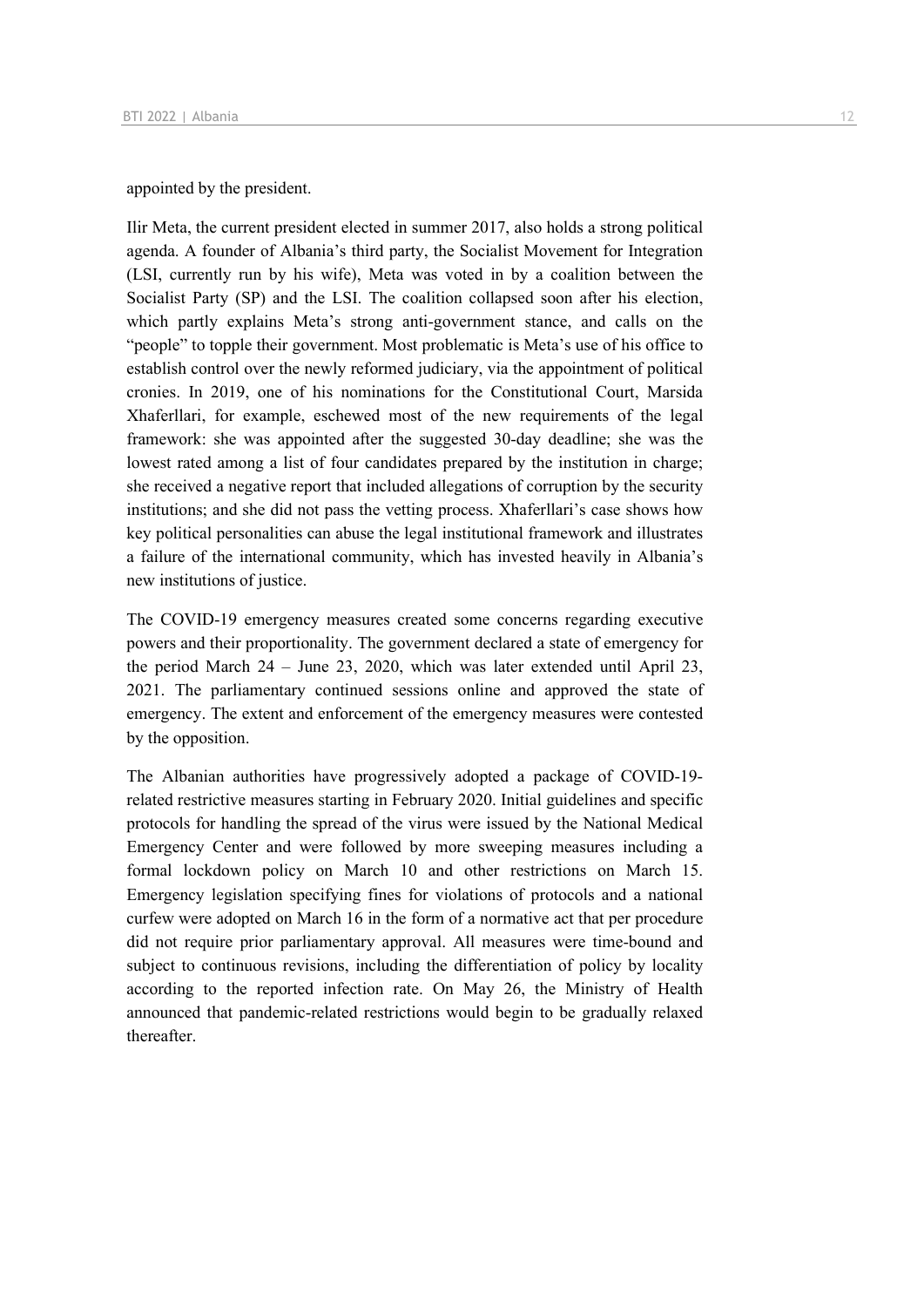appointed by the president.

Ilir Meta, the current president elected in summer 2017, also holds a strong political agenda. A founder of Albania's third party, the Socialist Movement for Integration (LSI, currently run by his wife), Meta was voted in by a coalition between the Socialist Party (SP) and the LSI. The coalition collapsed soon after his election, which partly explains Meta's strong anti-government stance, and calls on the "people" to topple their government. Most problematic is Meta's use of his office to establish control over the newly reformed judiciary, via the appointment of political cronies. In 2019, one of his nominations for the Constitutional Court, Marsida Xhaferllari, for example, eschewed most of the new requirements of the legal framework: she was appointed after the suggested 30-day deadline; she was the lowest rated among a list of four candidates prepared by the institution in charge; she received a negative report that included allegations of corruption by the security institutions; and she did not pass the vetting process. Xhaferllari's case shows how key political personalities can abuse the legal institutional framework and illustrates a failure of the international community, which has invested heavily in Albania's new institutions of justice.

The COVID-19 emergency measures created some concerns regarding executive powers and their proportionality. The government declared a state of emergency for the period March 24 – June 23, 2020, which was later extended until April 23, 2021. The parliamentary continued sessions online and approved the state of emergency. The extent and enforcement of the emergency measures were contested by the opposition.

The Albanian authorities have progressively adopted a package of COVID-19-related restrictive measures starting in February 2020. Initial guidelines and specific protocols for handling the spread of the virus were issued by the National Medical Emergency Center and were followed by more sweeping measures including a formal lockdown policy on March 10 and other restrictions on March 15. Emergency legislation specifying fines for violations of protocols and a national curfew were adopted on March 16 in the form of a normative act that per procedure did not require prior parliamentary approval. All measures were time-bound and subject to continuous revisions, including the differentiation of policy by locality according to the reported infection rate. On May 26, the Ministry of Health announced that pandemic-related restrictions would begin to be gradually relaxed thereafter.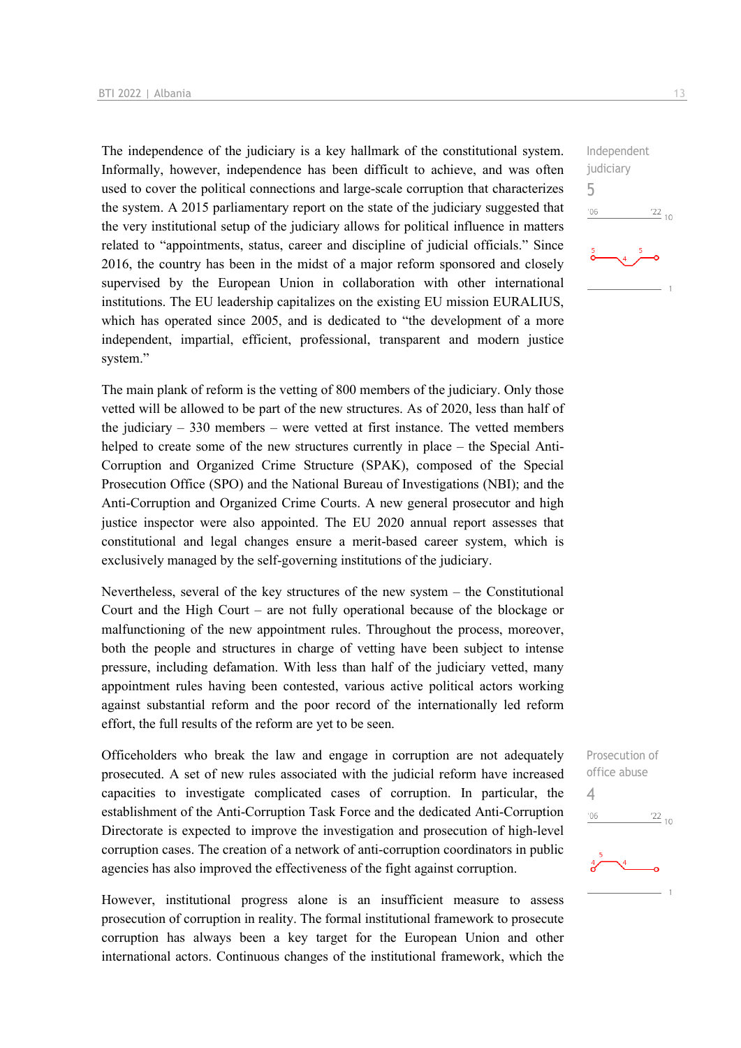The independence of the judiciary is a key hallmark of the constitutional system. Informally, however, independence has been difficult to achieve, and was often used to cover the political connections and large-scale corruption that characterizes the system. A 2015 parliamentary report on the state of the judiciary suggested that the very institutional setup of the judiciary allows for political influence in matters related to "appointments, status, career and discipline of judicial officials." Since 2016, the country has been in the midst of a major reform sponsored and closely supervised by the European Union in collaboration with other international institutions. The EU leadership capitalizes on the existing EU mission EURALIUS, which has operated since 2005, and is dedicated to "the development of a more independent, impartial, efficient, professional, transparent and modern justice system."

Independent judiciary
5

The main plank of reform is the vetting of 800 members of the judiciary. Only those vetted will be allowed to be part of the new structures. As of 2020, less than half of the judiciary – 330 members – were vetted at first instance. The vetted members helped to create some of the new structures currently in place – the Special Anti-Corruption and Organized Crime Structure (SPAK), composed of the Special Prosecution Office (SPO) and the National Bureau of Investigations (NBI); and the Anti-Corruption and Organized Crime Courts. A new general prosecutor and high justice inspector were also appointed. The EU 2020 annual report assesses that constitutional and legal changes ensure a merit-based career system, which is exclusively managed by the self-governing institutions of the judiciary.

Nevertheless, several of the key structures of the new system – the Constitutional Court and the High Court – are not fully operational because of the blockage or malfunctioning of the new appointment rules. Throughout the process, moreover, both the people and structures in charge of vetting have been subject to intense pressure, including defamation. With less than half of the judiciary vetted, many appointment rules having been contested, various active political actors working against substantial reform and the poor record of the internationally led reform effort, the full results of the reform are yet to be seen.

Officeholders who break the law and engage in corruption are not adequately prosecuted. A set of new rules associated with the judicial reform have increased capacities to investigate complicated cases of corruption. In particular, the establishment of the Anti-Corruption Task Force and the dedicated Anti-Corruption Directorate is expected to improve the investigation and prosecution of high-level corruption cases. The creation of a network of anti-corruption coordinators in public agencies has also improved the effectiveness of the fight against corruption.

Prosecution of office abuse
4

However, institutional progress alone is an insufficient measure to assess prosecution of corruption in reality. The formal institutional framework to prosecute corruption has always been a key target for the European Union and other international actors. Continuous changes of the institutional framework, which the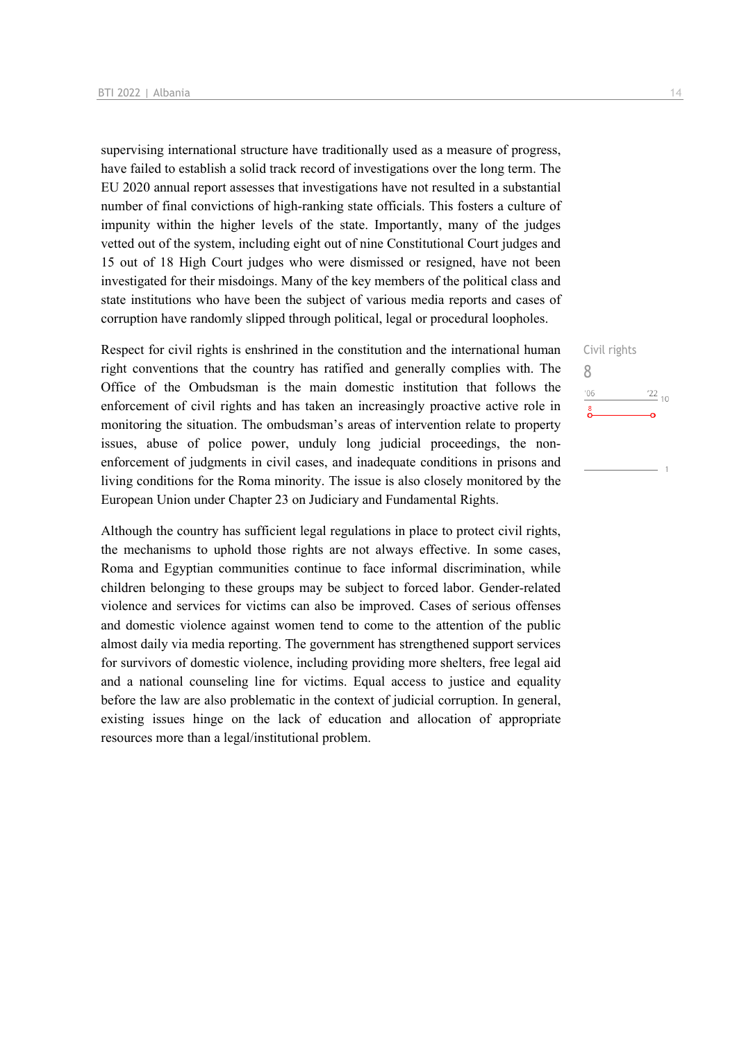supervising international structure have traditionally used as a measure of progress, have failed to establish a solid track record of investigations over the long term. The EU 2020 annual report assesses that investigations have not resulted in a substantial number of final convictions of high-ranking state officials. This fosters a culture of impunity within the higher levels of the state. Importantly, many of the judges vetted out of the system, including eight out of nine Constitutional Court judges and 15 out of 18 High Court judges who were dismissed or resigned, have not been investigated for their misdoings. Many of the key members of the political class and state institutions who have been the subject of various media reports and cases of corruption have randomly slipped through political, legal or procedural loopholes.

Civil rights
8

Respect for civil rights is enshrined in the constitution and the international human right conventions that the country has ratified and generally complies with. The Office of the Ombudsman is the main domestic institution that follows the enforcement of civil rights and has taken an increasingly proactive active role in monitoring the situation. The ombudsman's areas of intervention relate to property issues, abuse of police power, unduly long judicial proceedings, the non-enforcement of judgments in civil cases, and inadequate conditions in prisons and living conditions for the Roma minority. The issue is also closely monitored by the European Union under Chapter 23 on Judiciary and Fundamental Rights.

Although the country has sufficient legal regulations in place to protect civil rights, the mechanisms to uphold those rights are not always effective. In some cases, Roma and Egyptian communities continue to face informal discrimination, while children belonging to these groups may be subject to forced labor. Gender-related violence and services for victims can also be improved. Cases of serious offenses and domestic violence against women tend to come to the attention of the public almost daily via media reporting. The government has strengthened support services for survivors of domestic violence, including providing more shelters, free legal aid and a national counseling line for victims. Equal access to justice and equality before the law are also problematic in the context of judicial corruption. In general, existing issues hinge on the lack of education and allocation of appropriate resources more than a legal/institutional problem.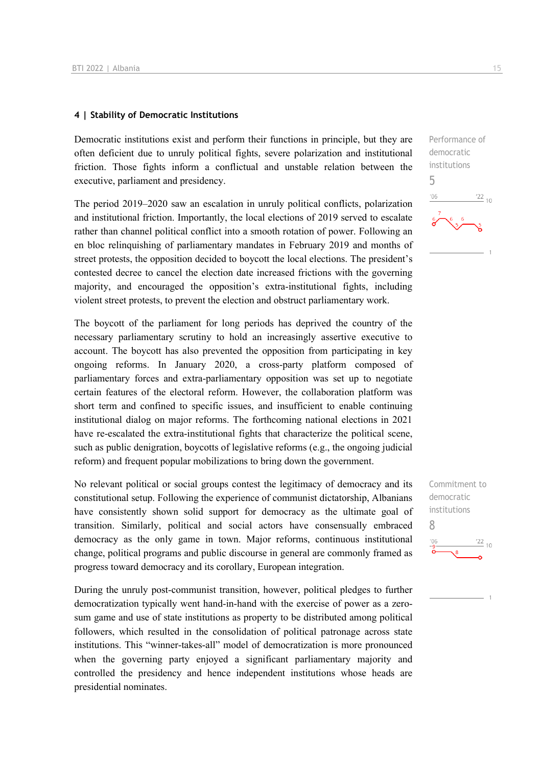## 4 | Stability of Democratic Institutions

Performance of democratic institutions
5

Democratic institutions exist and perform their functions in principle, but they are often deficient due to unruly political fights, severe polarization and institutional friction. Those fights inform a conflictual and unstable relation between the executive, parliament and presidency.

The period 2019–2020 saw an escalation in unruly political conflicts, polarization and institutional friction. Importantly, the local elections of 2019 served to escalate rather than channel political conflict into a smooth rotation of power. Following an en bloc relinquishing of parliamentary mandates in February 2019 and months of street protests, the opposition decided to boycott the local elections. The president's contested decree to cancel the election date increased frictions with the governing majority, and encouraged the opposition's extra-institutional fights, including violent street protests, to prevent the election and obstruct parliamentary work.

The boycott of the parliament for long periods has deprived the country of the necessary parliamentary scrutiny to hold an increasingly assertive executive to account. The boycott has also prevented the opposition from participating in key ongoing reforms. In January 2020, a cross-party platform composed of parliamentary forces and extra-parliamentary opposition was set up to negotiate certain features of the electoral reform. However, the collaboration platform was short term and confined to specific issues, and insufficient to enable continuing institutional dialog on major reforms. The forthcoming national elections in 2021 have re-escalated the extra-institutional fights that characterize the political scene, such as public denigration, boycotts of legislative reforms (e.g., the ongoing judicial reform) and frequent popular mobilizations to bring down the government.

Commitment to democratic institutions
8

No relevant political or social groups contest the legitimacy of democracy and its constitutional setup. Following the experience of communist dictatorship, Albanians have consistently shown solid support for democracy as the ultimate goal of transition. Similarly, political and social actors have consensually embraced democracy as the only game in town. Major reforms, continuous institutional change, political programs and public discourse in general are commonly framed as progress toward democracy and its corollary, European integration.

During the unruly post-communist transition, however, political pledges to further democratization typically went hand-in-hand with the exercise of power as a zero-sum game and use of state institutions as property to be distributed among political followers, which resulted in the consolidation of political patronage across state institutions. This "winner-takes-all" model of democratization is more pronounced when the governing party enjoyed a significant parliamentary majority and controlled the presidency and hence independent institutions whose heads are presidential nominates.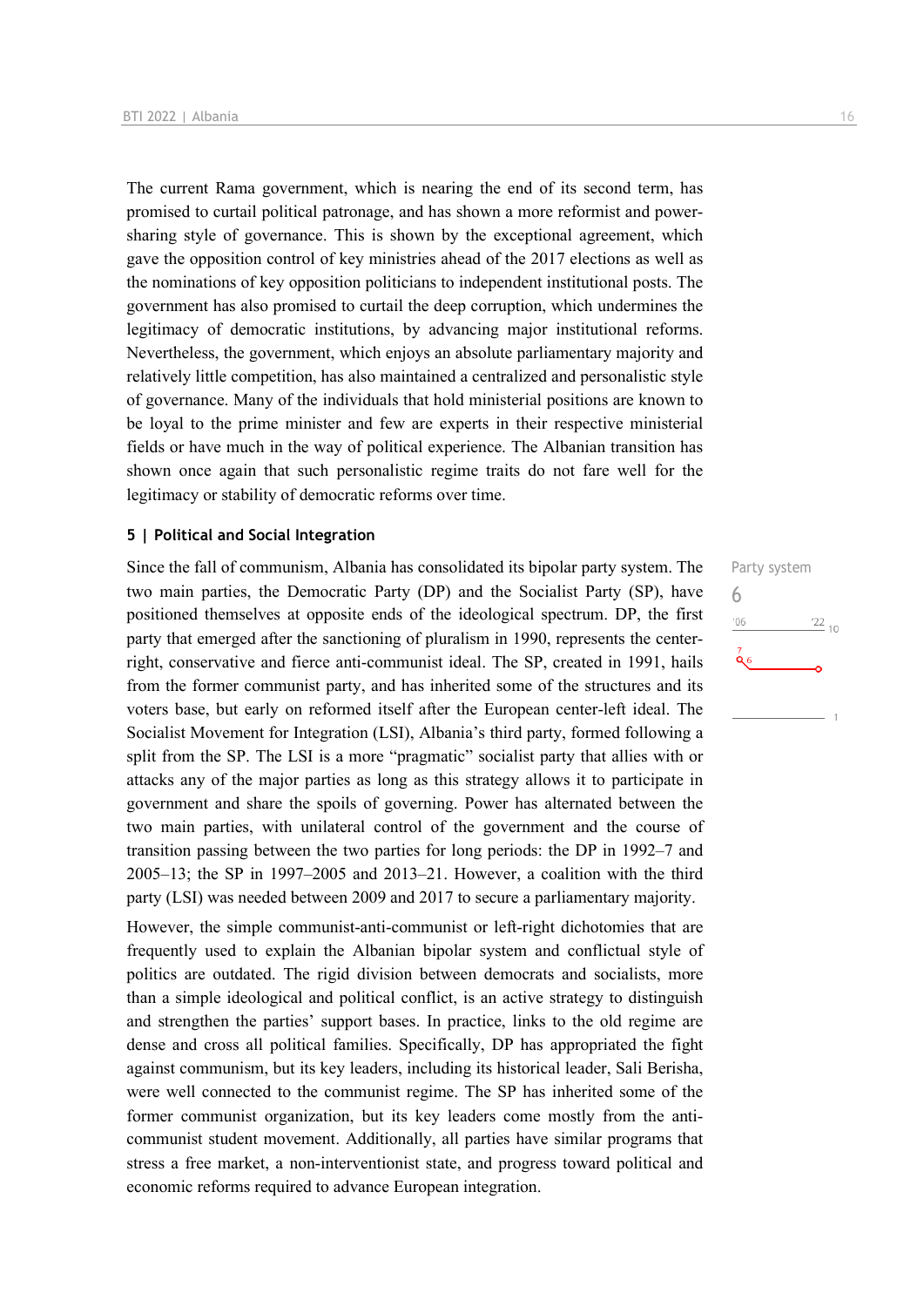The current Rama government, which is nearing the end of its second term, has promised to curtail political patronage, and has shown a more reformist and power-sharing style of governance. This is shown by the exceptional agreement, which gave the opposition control of key ministries ahead of the 2017 elections as well as the nominations of key opposition politicians to independent institutional posts. The government has also promised to curtail the deep corruption, which undermines the legitimacy of democratic institutions, by advancing major institutional reforms. Nevertheless, the government, which enjoys an absolute parliamentary majority and relatively little competition, has also maintained a centralized and personalistic style of governance. Many of the individuals that hold ministerial positions are known to be loyal to the prime minister and few are experts in their respective ministerial fields or have much in the way of political experience. The Albanian transition has shown once again that such personalistic regime traits do not fare well for the legitimacy or stability of democratic reforms over time.

## 5 | Political and Social Integration

Party system
6

Since the fall of communism, Albania has consolidated its bipolar party system. The two main parties, the Democratic Party (DP) and the Socialist Party (SP), have positioned themselves at opposite ends of the ideological spectrum. DP, the first party that emerged after the sanctioning of pluralism in 1990, represents the center-right, conservative and fierce anti-communist ideal. The SP, created in 1991, hails from the former communist party, and has inherited some of the structures and its voters base, but early on reformed itself after the European center-left ideal. The Socialist Movement for Integration (LSI), Albania's third party, formed following a split from the SP. The LSI is a more "pragmatic" socialist party that allies with or attacks any of the major parties as long as this strategy allows it to participate in government and share the spoils of governing. Power has alternated between the two main parties, with unilateral control of the government and the course of transition passing between the two parties for long periods: the DP in 1992–7 and 2005–13; the SP in 1997–2005 and 2013–21. However, a coalition with the third party (LSI) was needed between 2009 and 2017 to secure a parliamentary majority.

However, the simple communist-anti-communist or left-right dichotomies that are frequently used to explain the Albanian bipolar system and conflictual style of politics are outdated. The rigid division between democrats and socialists, more than a simple ideological and political conflict, is an active strategy to distinguish and strengthen the parties' support bases. In practice, links to the old regime are dense and cross all political families. Specifically, DP has appropriated the fight against communism, but its key leaders, including its historical leader, Sali Berisha, were well connected to the communist regime. The SP has inherited some of the former communist organization, but its key leaders come mostly from the anti-communist student movement. Additionally, all parties have similar programs that stress a free market, a non-interventionist state, and progress toward political and economic reforms required to advance European integration.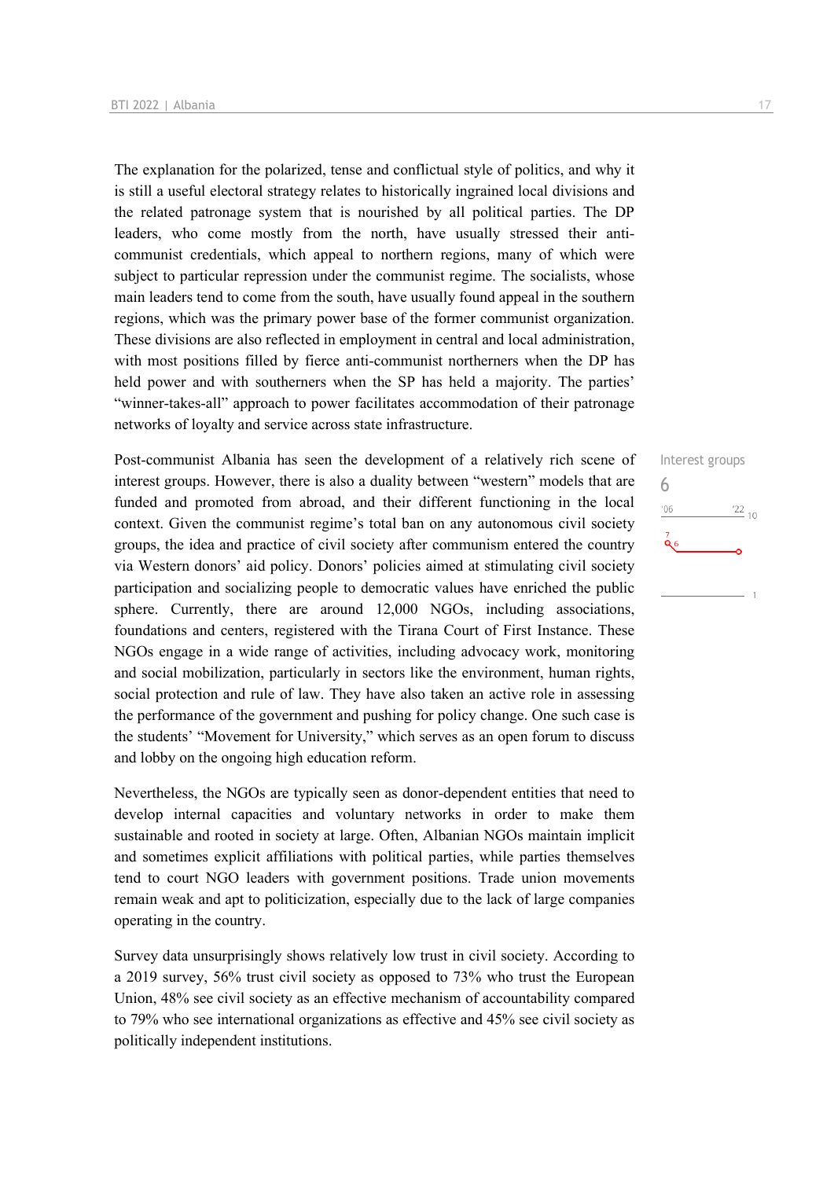The explanation for the polarized, tense and conflictual style of politics, and why it is still a useful electoral strategy relates to historically ingrained local divisions and the related patronage system that is nourished by all political parties. The DP leaders, who come mostly from the north, have usually stressed their anti-communist credentials, which appeal to northern regions, many of which were subject to particular repression under the communist regime. The socialists, whose main leaders tend to come from the south, have usually found appeal in the southern regions, which was the primary power base of the former communist organization. These divisions are also reflected in employment in central and local administration, with most positions filled by fierce anti-communist northerners when the DP has held power and with southerners when the SP has held a majority. The parties' "winner-takes-all" approach to power facilitates accommodation of their patronage networks of loyalty and service across state infrastructure.

Interest groups
6

Post-communist Albania has seen the development of a relatively rich scene of interest groups. However, there is also a duality between "western" models that are funded and promoted from abroad, and their different functioning in the local context. Given the communist regime's total ban on any autonomous civil society groups, the idea and practice of civil society after communism entered the country via Western donors' aid policy. Donors' policies aimed at stimulating civil society participation and socializing people to democratic values have enriched the public sphere. Currently, there are around 12,000 NGOs, including associations, foundations and centers, registered with the Tirana Court of First Instance. These NGOs engage in a wide range of activities, including advocacy work, monitoring and social mobilization, particularly in sectors like the environment, human rights, social protection and rule of law. They have also taken an active role in assessing the performance of the government and pushing for policy change. One such case is the students' "Movement for University," which serves as an open forum to discuss and lobby on the ongoing high education reform.

Nevertheless, the NGOs are typically seen as donor-dependent entities that need to develop internal capacities and voluntary networks in order to make them sustainable and rooted in society at large. Often, Albanian NGOs maintain implicit and sometimes explicit affiliations with political parties, while parties themselves tend to court NGO leaders with government positions. Trade union movements remain weak and apt to politicization, especially due to the lack of large companies operating in the country.

Survey data unsurprisingly shows relatively low trust in civil society. According to a 2019 survey, 56% trust civil society as opposed to 73% who trust the European Union, 48% see civil society as an effective mechanism of accountability compared to 79% who see international organizations as effective and 45% see civil society as politically independent institutions.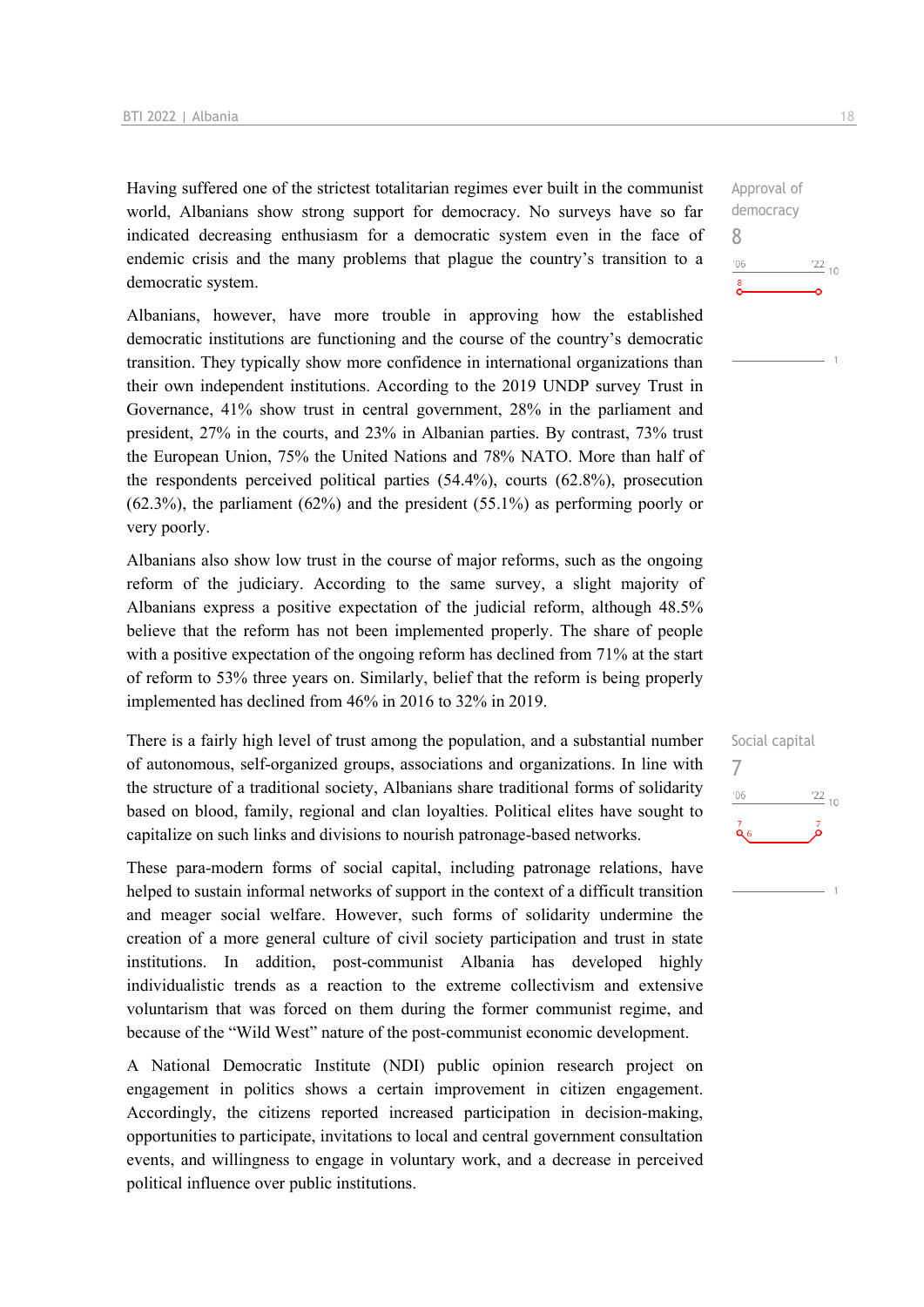Having suffered one of the strictest totalitarian regimes ever built in the communist world, Albanians show strong support for democracy. No surveys have so far indicated decreasing enthusiasm for a democratic system even in the face of endemic crisis and the many problems that plague the country's transition to a democratic system.

Approval of democracy
8

Albanians, however, have more trouble in approving how the established democratic institutions are functioning and the course of the country's democratic transition. They typically show more confidence in international organizations than their own independent institutions. According to the 2019 UNDP survey Trust in Governance, 41% show trust in central government, 28% in the parliament and president, 27% in the courts, and 23% in Albanian parties. By contrast, 73% trust the European Union, 75% the United Nations and 78% NATO. More than half of the respondents perceived political parties (54.4%), courts (62.8%), prosecution (62.3%), the parliament (62%) and the president (55.1%) as performing poorly or very poorly.

Albanians also show low trust in the course of major reforms, such as the ongoing reform of the judiciary. According to the same survey, a slight majority of Albanians express a positive expectation of the judicial reform, although 48.5% believe that the reform has not been implemented properly. The share of people with a positive expectation of the ongoing reform has declined from 71% at the start of reform to 53% three years on. Similarly, belief that the reform is being properly implemented has declined from 46% in 2016 to 32% in 2019.

There is a fairly high level of trust among the population, and a substantial number of autonomous, self-organized groups, associations and organizations. In line with the structure of a traditional society, Albanians share traditional forms of solidarity based on blood, family, regional and clan loyalties. Political elites have sought to capitalize on such links and divisions to nourish patronage-based networks.

Social capital
7

These para-modern forms of social capital, including patronage relations, have helped to sustain informal networks of support in the context of a difficult transition and meager social welfare. However, such forms of solidarity undermine the creation of a more general culture of civil society participation and trust in state institutions. In addition, post-communist Albania has developed highly individualistic trends as a reaction to the extreme collectivism and extensive voluntarism that was forced on them during the former communist regime, and because of the "Wild West" nature of the post-communist economic development.

A National Democratic Institute (NDI) public opinion research project on engagement in politics shows a certain improvement in citizen engagement. Accordingly, the citizens reported increased participation in decision-making, opportunities to participate, invitations to local and central government consultation events, and willingness to engage in voluntary work, and a decrease in perceived political influence over public institutions.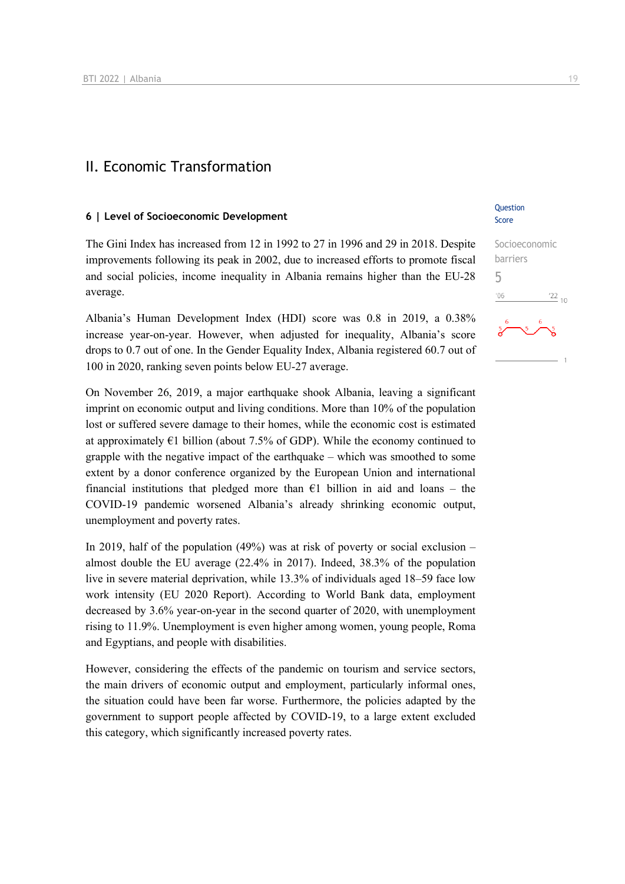## II. Economic Transformation

### 6 | Level of Socioeconomic Development

Question Score

Socioeconomic barriers
5

The Gini Index has increased from 12 in 1992 to 27 in 1996 and 29 in 2018. Despite improvements following its peak in 2002, due to increased efforts to promote fiscal and social policies, income inequality in Albania remains higher than the EU-28 average.

Albania's Human Development Index (HDI) score was 0.8 in 2019, a 0.38% increase year-on-year. However, when adjusted for inequality, Albania's score drops to 0.7 out of one. In the Gender Equality Index, Albania registered 60.7 out of 100 in 2020, ranking seven points below EU-27 average.

On November 26, 2019, a major earthquake shook Albania, leaving a significant imprint on economic output and living conditions. More than 10% of the population lost or suffered severe damage to their homes, while the economic cost is estimated at approximately €1 billion (about 7.5% of GDP). While the economy continued to grapple with the negative impact of the earthquake – which was smoothed to some extent by a donor conference organized by the European Union and international financial institutions that pledged more than €1 billion in aid and loans – the COVID-19 pandemic worsened Albania's already shrinking economic output, unemployment and poverty rates.

In 2019, half of the population (49%) was at risk of poverty or social exclusion – almost double the EU average (22.4% in 2017). Indeed, 38.3% of the population live in severe material deprivation, while 13.3% of individuals aged 18–59 face low work intensity (EU 2020 Report). According to World Bank data, employment decreased by 3.6% year-on-year in the second quarter of 2020, with unemployment rising to 11.9%. Unemployment is even higher among women, young people, Roma and Egyptians, and people with disabilities.

However, considering the effects of the pandemic on tourism and service sectors, the main drivers of economic output and employment, particularly informal ones, the situation could have been far worse. Furthermore, the policies adapted by the government to support people affected by COVID-19, to a large extent excluded this category, which significantly increased poverty rates.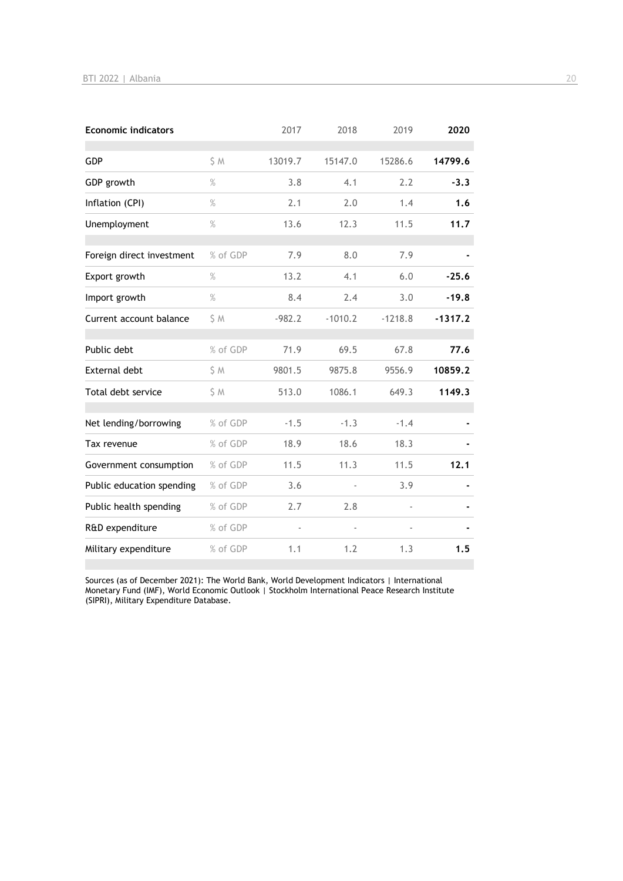| Economic indicators | | 2017 | 2018 | 2019 | 2020 |
|---|---|---|---|---|---|
| GDP | $ M | 13019.7 | 15147.0 | 15286.6 | **14799.6** |
| GDP growth | % | 3.8 | 4.1 | 2.2 | **-3.3** |
| Inflation (CPI) | % | 2.1 | 2.0 | 1.4 | **1.6** |
| Unemployment | % | 13.6 | 12.3 | 11.5 | **11.7** |
| Foreign direct investment | % of GDP | 7.9 | 8.0 | 7.9 | **-** |
| Export growth | % | 13.2 | 4.1 | 6.0 | **-25.6** |
| Import growth | % | 8.4 | 2.4 | 3.0 | **-19.8** |
| Current account balance | $ M | -982.2 | -1010.2 | -1218.8 | **-1317.2** |
| Public debt | % of GDP | 71.9 | 69.5 | 67.8 | **77.6** |
| External debt | $ M | 9801.5 | 9875.8 | 9556.9 | **10859.2** |
| Total debt service | $ M | 513.0 | 1086.1 | 649.3 | **1149.3** |
| Net lending/borrowing | % of GDP | -1.5 | -1.3 | -1.4 | **-** |
| Tax revenue | % of GDP | 18.9 | 18.6 | 18.3 | **-** |
| Government consumption | % of GDP | 11.5 | 11.3 | 11.5 | **12.1** |
| Public education spending | % of GDP | 3.6 | - | 3.9 | **-** |
| Public health spending | % of GDP | 2.7 | 2.8 | - | **-** |
| R&D expenditure | % of GDP | - | - | - | **-** |
| Military expenditure | % of GDP | 1.1 | 1.2 | 1.3 | **1.5** |

Sources (as of December 2021): The World Bank, World Development Indicators | International Monetary Fund (IMF), World Economic Outlook | Stockholm International Peace Research Institute (SIPRI), Military Expenditure Database.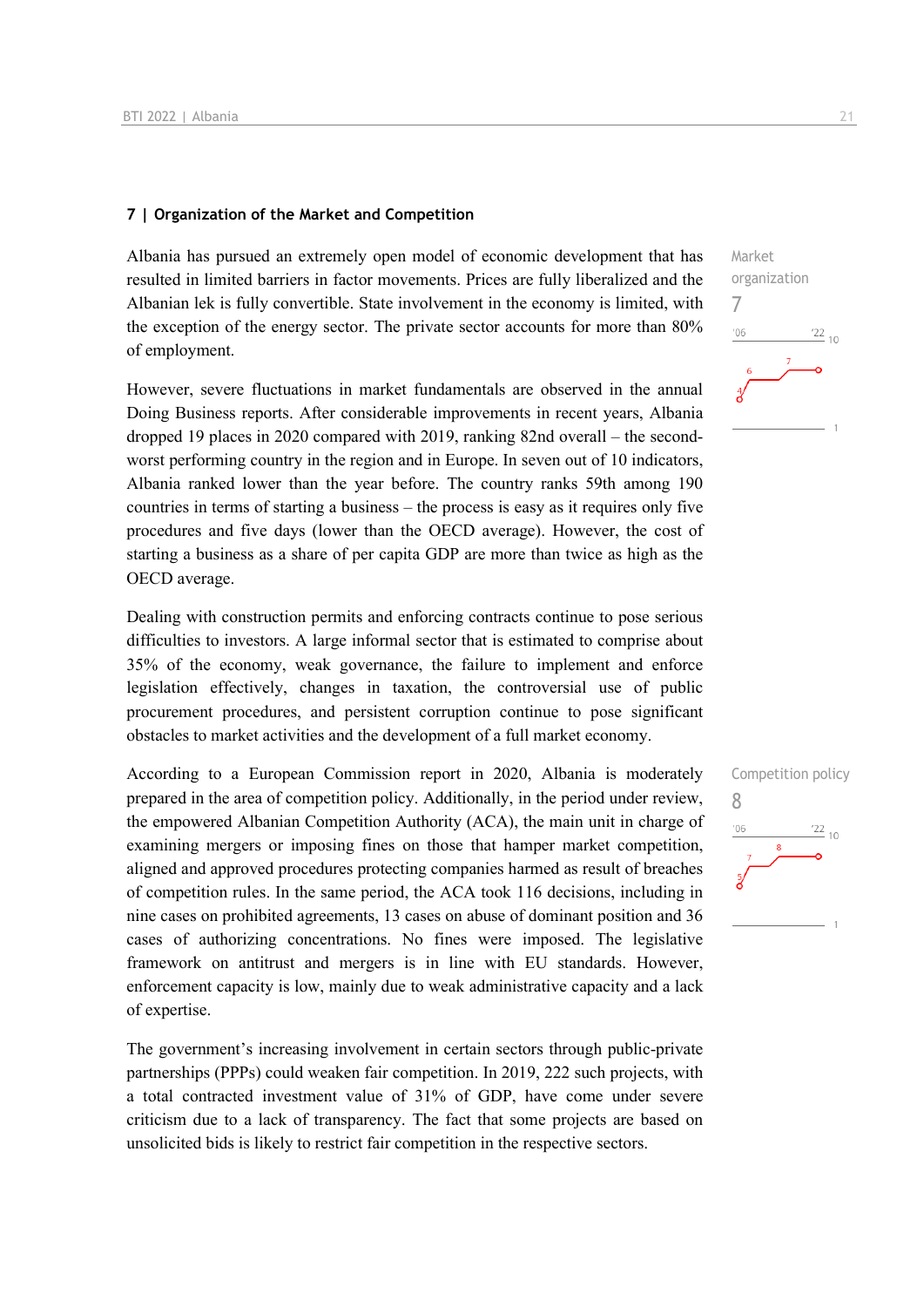## 7 | Organization of the Market and Competition

Market organization
7

Albania has pursued an extremely open model of economic development that has resulted in limited barriers in factor movements. Prices are fully liberalized and the Albanian lek is fully convertible. State involvement in the economy is limited, with the exception of the energy sector. The private sector accounts for more than 80% of employment.

However, severe fluctuations in market fundamentals are observed in the annual Doing Business reports. After considerable improvements in recent years, Albania dropped 19 places in 2020 compared with 2019, ranking 82nd overall – the second-worst performing country in the region and in Europe. In seven out of 10 indicators, Albania ranked lower than the year before. The country ranks 59th among 190 countries in terms of starting a business – the process is easy as it requires only five procedures and five days (lower than the OECD average). However, the cost of starting a business as a share of per capita GDP are more than twice as high as the OECD average.

Dealing with construction permits and enforcing contracts continue to pose serious difficulties to investors. A large informal sector that is estimated to comprise about 35% of the economy, weak governance, the failure to implement and enforce legislation effectively, changes in taxation, the controversial use of public procurement procedures, and persistent corruption continue to pose significant obstacles to market activities and the development of a full market economy.

Competition policy
8

According to a European Commission report in 2020, Albania is moderately prepared in the area of competition policy. Additionally, in the period under review, the empowered Albanian Competition Authority (ACA), the main unit in charge of examining mergers or imposing fines on those that hamper market competition, aligned and approved procedures protecting companies harmed as result of breaches of competition rules. In the same period, the ACA took 116 decisions, including in nine cases on prohibited agreements, 13 cases on abuse of dominant position and 36 cases of authorizing concentrations. No fines were imposed. The legislative framework on antitrust and mergers is in line with EU standards. However, enforcement capacity is low, mainly due to weak administrative capacity and a lack of expertise.

The government's increasing involvement in certain sectors through public-private partnerships (PPPs) could weaken fair competition. In 2019, 222 such projects, with a total contracted investment value of 31% of GDP, have come under severe criticism due to a lack of transparency. The fact that some projects are based on unsolicited bids is likely to restrict fair competition in the respective sectors.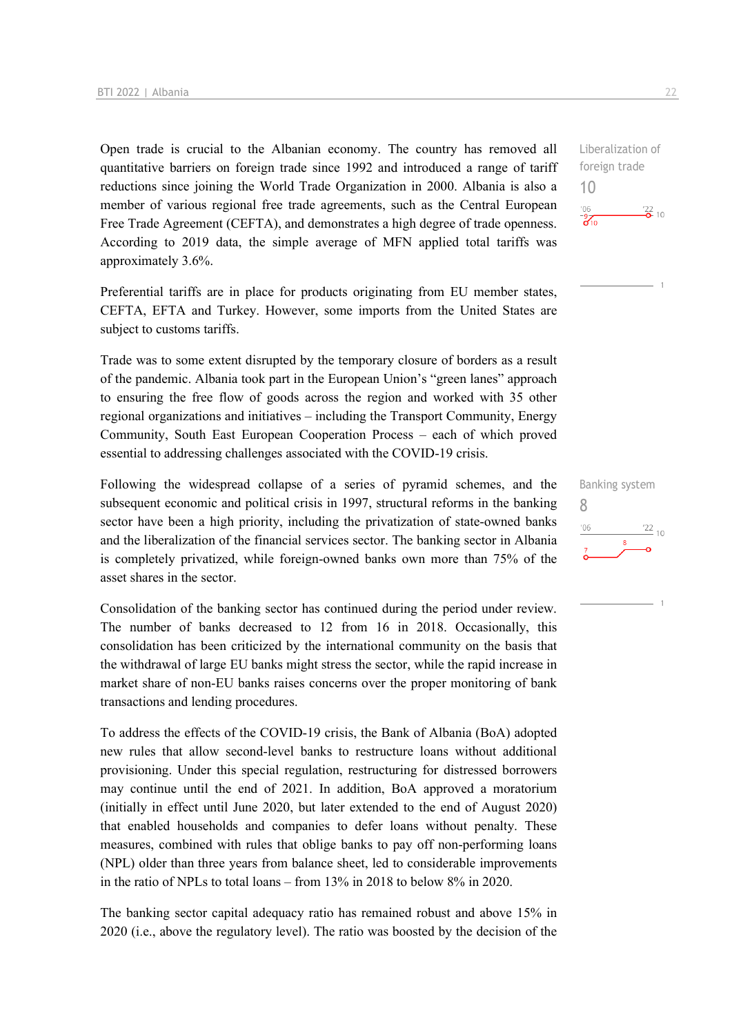Open trade is crucial to the Albanian economy. The country has removed all quantitative barriers on foreign trade since 1992 and introduced a range of tariff reductions since joining the World Trade Organization in 2000. Albania is also a member of various regional free trade agreements, such as the Central European Free Trade Agreement (CEFTA), and demonstrates a high degree of trade openness. According to 2019 data, the simple average of MFN applied total tariffs was approximately 3.6%.

Liberalization of foreign trade
10

Preferential tariffs are in place for products originating from EU member states, CEFTA, EFTA and Turkey. However, some imports from the United States are subject to customs tariffs.

Trade was to some extent disrupted by the temporary closure of borders as a result of the pandemic. Albania took part in the European Union's "green lanes" approach to ensuring the free flow of goods across the region and worked with 35 other regional organizations and initiatives – including the Transport Community, Energy Community, South East European Cooperation Process – each of which proved essential to addressing challenges associated with the COVID-19 crisis.

Following the widespread collapse of a series of pyramid schemes, and the subsequent economic and political crisis in 1997, structural reforms in the banking sector have been a high priority, including the privatization of state-owned banks and the liberalization of the financial services sector. The banking sector in Albania is completely privatized, while foreign-owned banks own more than 75% of the asset shares in the sector.

Banking system
8

Consolidation of the banking sector has continued during the period under review. The number of banks decreased to 12 from 16 in 2018. Occasionally, this consolidation has been criticized by the international community on the basis that the withdrawal of large EU banks might stress the sector, while the rapid increase in market share of non-EU banks raises concerns over the proper monitoring of bank transactions and lending procedures.

To address the effects of the COVID-19 crisis, the Bank of Albania (BoA) adopted new rules that allow second-level banks to restructure loans without additional provisioning. Under this special regulation, restructuring for distressed borrowers may continue until the end of 2021. In addition, BoA approved a moratorium (initially in effect until June 2020, but later extended to the end of August 2020) that enabled households and companies to defer loans without penalty. These measures, combined with rules that oblige banks to pay off non-performing loans (NPL) older than three years from balance sheet, led to considerable improvements in the ratio of NPLs to total loans – from 13% in 2018 to below 8% in 2020.

The banking sector capital adequacy ratio has remained robust and above 15% in 2020 (i.e., above the regulatory level). The ratio was boosted by the decision of the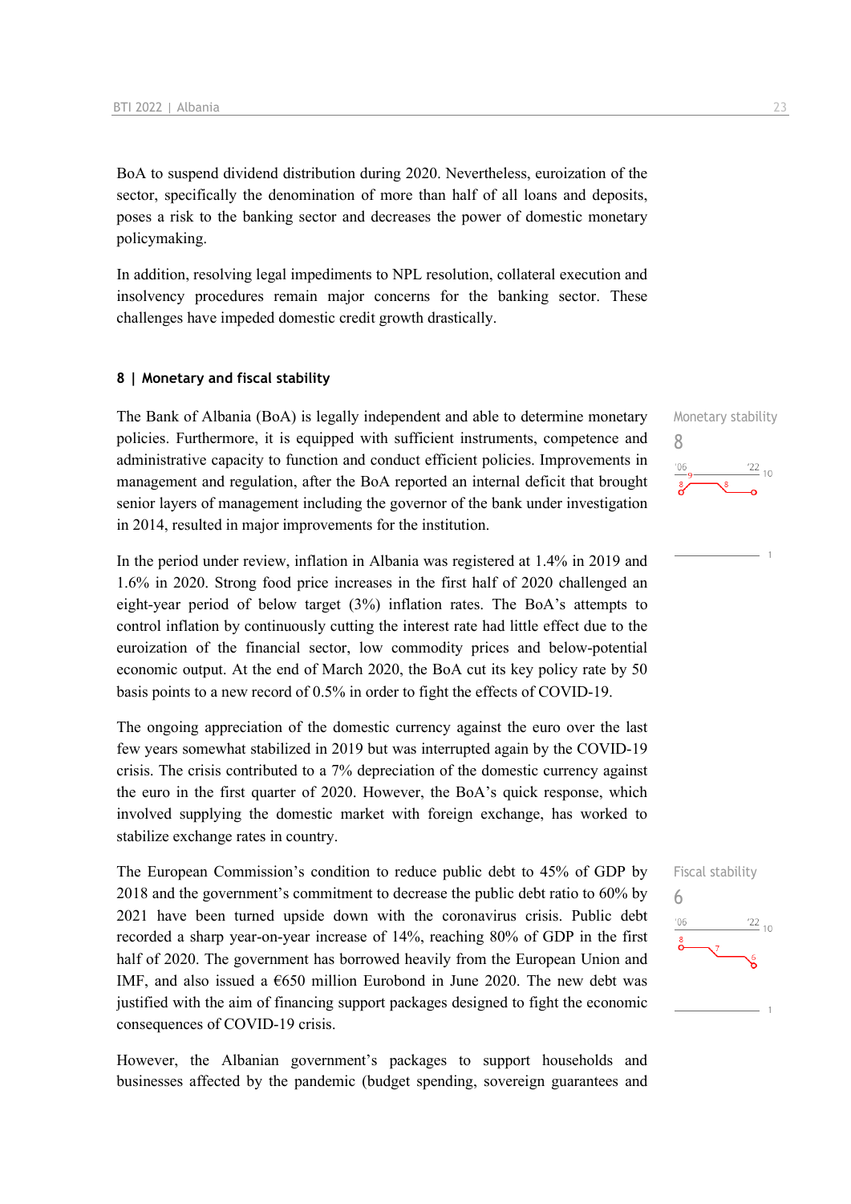BoA to suspend dividend distribution during 2020. Nevertheless, euroization of the sector, specifically the denomination of more than half of all loans and deposits, poses a risk to the banking sector and decreases the power of domestic monetary policymaking.

In addition, resolving legal impediments to NPL resolution, collateral execution and insolvency procedures remain major concerns for the banking sector. These challenges have impeded domestic credit growth drastically.

### 8 | Monetary and fiscal stability

Monetary stability

8

The Bank of Albania (BoA) is legally independent and able to determine monetary policies. Furthermore, it is equipped with sufficient instruments, competence and administrative capacity to function and conduct efficient policies. Improvements in management and regulation, after the BoA reported an internal deficit that brought senior layers of management including the governor of the bank under investigation in 2014, resulted in major improvements for the institution.

In the period under review, inflation in Albania was registered at 1.4% in 2019 and 1.6% in 2020. Strong food price increases in the first half of 2020 challenged an eight-year period of below target (3%) inflation rates. The BoA's attempts to control inflation by continuously cutting the interest rate had little effect due to the euroization of the financial sector, low commodity prices and below-potential economic output. At the end of March 2020, the BoA cut its key policy rate by 50 basis points to a new record of 0.5% in order to fight the effects of COVID-19.

The ongoing appreciation of the domestic currency against the euro over the last few years somewhat stabilized in 2019 but was interrupted again by the COVID-19 crisis. The crisis contributed to a 7% depreciation of the domestic currency against the euro in the first quarter of 2020. However, the BoA's quick response, which involved supplying the domestic market with foreign exchange, has worked to stabilize exchange rates in country.

Fiscal stability

6

The European Commission's condition to reduce public debt to 45% of GDP by 2018 and the government's commitment to decrease the public debt ratio to 60% by 2021 have been turned upside down with the coronavirus crisis. Public debt recorded a sharp year-on-year increase of 14%, reaching 80% of GDP in the first half of 2020. The government has borrowed heavily from the European Union and IMF, and also issued a €650 million Eurobond in June 2020. The new debt was justified with the aim of financing support packages designed to fight the economic consequences of COVID-19 crisis.

However, the Albanian government's packages to support households and businesses affected by the pandemic (budget spending, sovereign guarantees and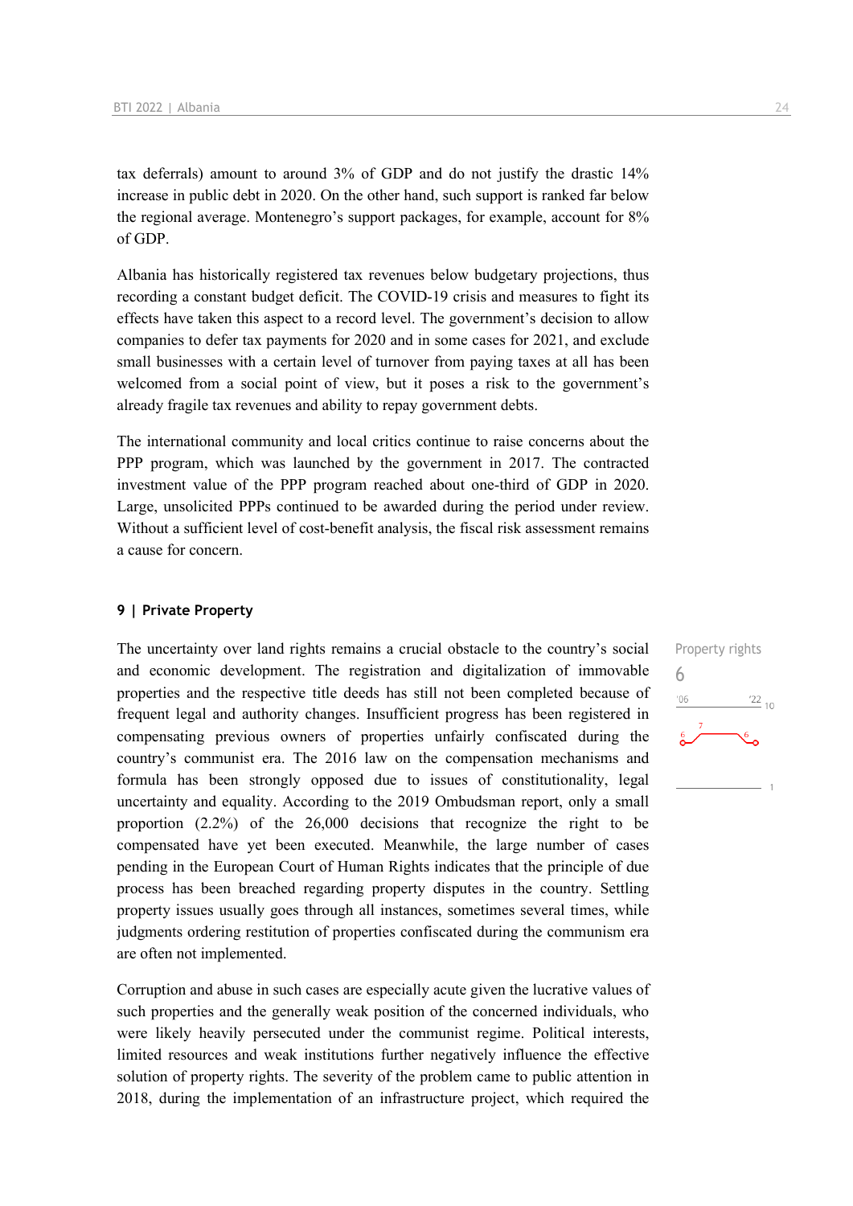tax deferrals) amount to around 3% of GDP and do not justify the drastic 14% increase in public debt in 2020. On the other hand, such support is ranked far below the regional average. Montenegro's support packages, for example, account for 8% of GDP.

Albania has historically registered tax revenues below budgetary projections, thus recording a constant budget deficit. The COVID-19 crisis and measures to fight its effects have taken this aspect to a record level. The government's decision to allow companies to defer tax payments for 2020 and in some cases for 2021, and exclude small businesses with a certain level of turnover from paying taxes at all has been welcomed from a social point of view, but it poses a risk to the government's already fragile tax revenues and ability to repay government debts.

The international community and local critics continue to raise concerns about the PPP program, which was launched by the government in 2017. The contracted investment value of the PPP program reached about one-third of GDP in 2020. Large, unsolicited PPPs continued to be awarded during the period under review. Without a sufficient level of cost-benefit analysis, the fiscal risk assessment remains a cause for concern.

## 9 | Private Property

Property rights
6

The uncertainty over land rights remains a crucial obstacle to the country's social and economic development. The registration and digitalization of immovable properties and the respective title deeds has still not been completed because of frequent legal and authority changes. Insufficient progress has been registered in compensating previous owners of properties unfairly confiscated during the country's communist era. The 2016 law on the compensation mechanisms and formula has been strongly opposed due to issues of constitutionality, legal uncertainty and equality. According to the 2019 Ombudsman report, only a small proportion (2.2%) of the 26,000 decisions that recognize the right to be compensated have yet been executed. Meanwhile, the large number of cases pending in the European Court of Human Rights indicates that the principle of due process has been breached regarding property disputes in the country. Settling property issues usually goes through all instances, sometimes several times, while judgments ordering restitution of properties confiscated during the communism era are often not implemented.

Corruption and abuse in such cases are especially acute given the lucrative values of such properties and the generally weak position of the concerned individuals, who were likely heavily persecuted under the communist regime. Political interests, limited resources and weak institutions further negatively influence the effective solution of property rights. The severity of the problem came to public attention in 2018, during the implementation of an infrastructure project, which required the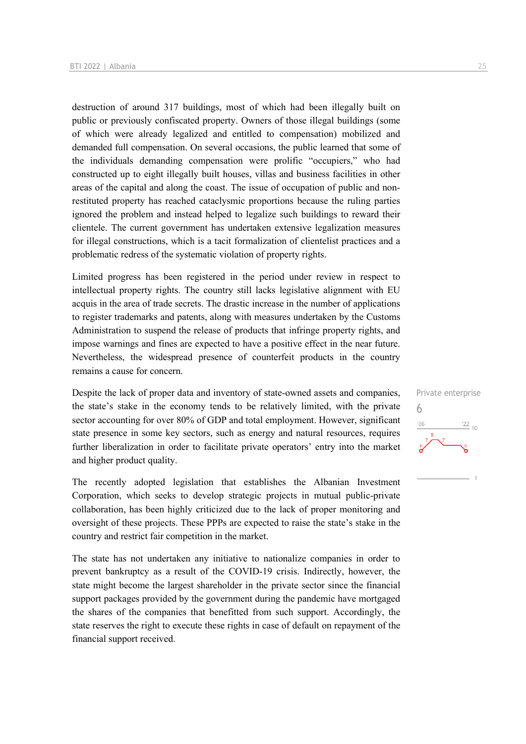destruction of around 317 buildings, most of which had been illegally built on public or previously confiscated property. Owners of those illegal buildings (some of which were already legalized and entitled to compensation) mobilized and demanded full compensation. On several occasions, the public learned that some of the individuals demanding compensation were prolific "occupiers," who had constructed up to eight illegally built houses, villas and business facilities in other areas of the capital and along the coast. The issue of occupation of public and non-restituted property has reached cataclysmic proportions because the ruling parties ignored the problem and instead helped to legalize such buildings to reward their clientele. The current government has undertaken extensive legalization measures for illegal constructions, which is a tacit formalization of clientelist practices and a problematic redress of the systematic violation of property rights.

Limited progress has been registered in the period under review in respect to intellectual property rights. The country still lacks legislative alignment with EU acquis in the area of trade secrets. The drastic increase in the number of applications to register trademarks and patents, along with measures undertaken by the Customs Administration to suspend the release of products that infringe property rights, and impose warnings and fines are expected to have a positive effect in the near future. Nevertheless, the widespread presence of counterfeit products in the country remains a cause for concern.

Private enterprise
6

Despite the lack of proper data and inventory of state-owned assets and companies, the state's stake in the economy tends to be relatively limited, with the private sector accounting for over 80% of GDP and total employment. However, significant state presence in some key sectors, such as energy and natural resources, requires further liberalization in order to facilitate private operators' entry into the market and higher product quality.

The recently adopted legislation that establishes the Albanian Investment Corporation, which seeks to develop strategic projects in mutual public-private collaboration, has been highly criticized due to the lack of proper monitoring and oversight of these projects. These PPPs are expected to raise the state's stake in the country and restrict fair competition in the market.

The state has not undertaken any initiative to nationalize companies in order to prevent bankruptcy as a result of the COVID-19 crisis. Indirectly, however, the state might become the largest shareholder in the private sector since the financial support packages provided by the government during the pandemic have mortgaged the shares of the companies that benefitted from such support. Accordingly, the state reserves the right to execute these rights in case of default on repayment of the financial support received.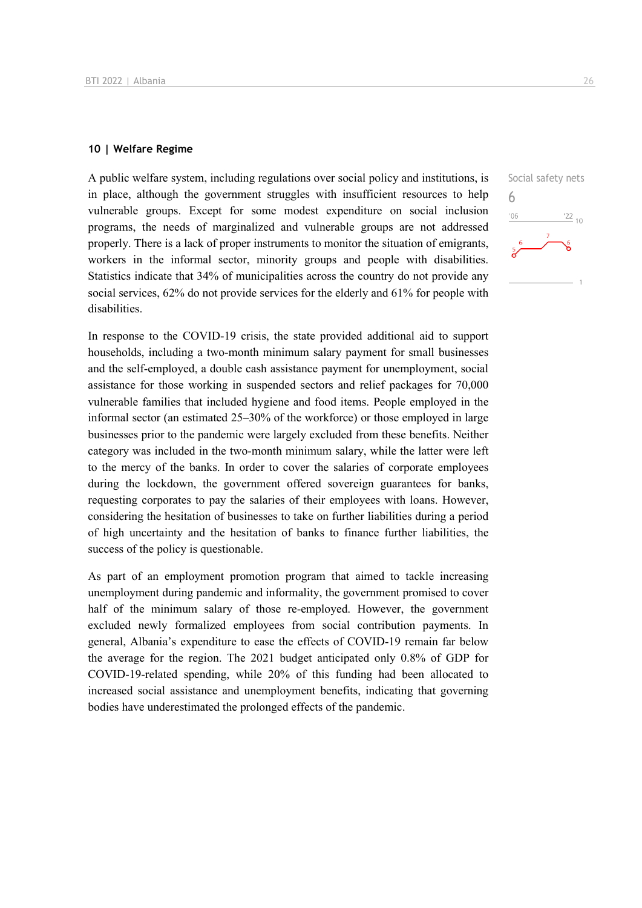## 10 | Welfare Regime

Social safety nets

6

A public welfare system, including regulations over social policy and institutions, is in place, although the government struggles with insufficient resources to help vulnerable groups. Except for some modest expenditure on social inclusion programs, the needs of marginalized and vulnerable groups are not addressed properly. There is a lack of proper instruments to monitor the situation of emigrants, workers in the informal sector, minority groups and people with disabilities. Statistics indicate that 34% of municipalities across the country do not provide any social services, 62% do not provide services for the elderly and 61% for people with disabilities.

In response to the COVID-19 crisis, the state provided additional aid to support households, including a two-month minimum salary payment for small businesses and the self-employed, a double cash assistance payment for unemployment, social assistance for those working in suspended sectors and relief packages for 70,000 vulnerable families that included hygiene and food items. People employed in the informal sector (an estimated 25–30% of the workforce) or those employed in large businesses prior to the pandemic were largely excluded from these benefits. Neither category was included in the two-month minimum salary, while the latter were left to the mercy of the banks. In order to cover the salaries of corporate employees during the lockdown, the government offered sovereign guarantees for banks, requesting corporates to pay the salaries of their employees with loans. However, considering the hesitation of businesses to take on further liabilities during a period of high uncertainty and the hesitation of banks to finance further liabilities, the success of the policy is questionable.

As part of an employment promotion program that aimed to tackle increasing unemployment during pandemic and informality, the government promised to cover half of the minimum salary of those re-employed. However, the government excluded newly formalized employees from social contribution payments. In general, Albania's expenditure to ease the effects of COVID-19 remain far below the average for the region. The 2021 budget anticipated only 0.8% of GDP for COVID-19-related spending, while 20% of this funding had been allocated to increased social assistance and unemployment benefits, indicating that governing bodies have underestimated the prolonged effects of the pandemic.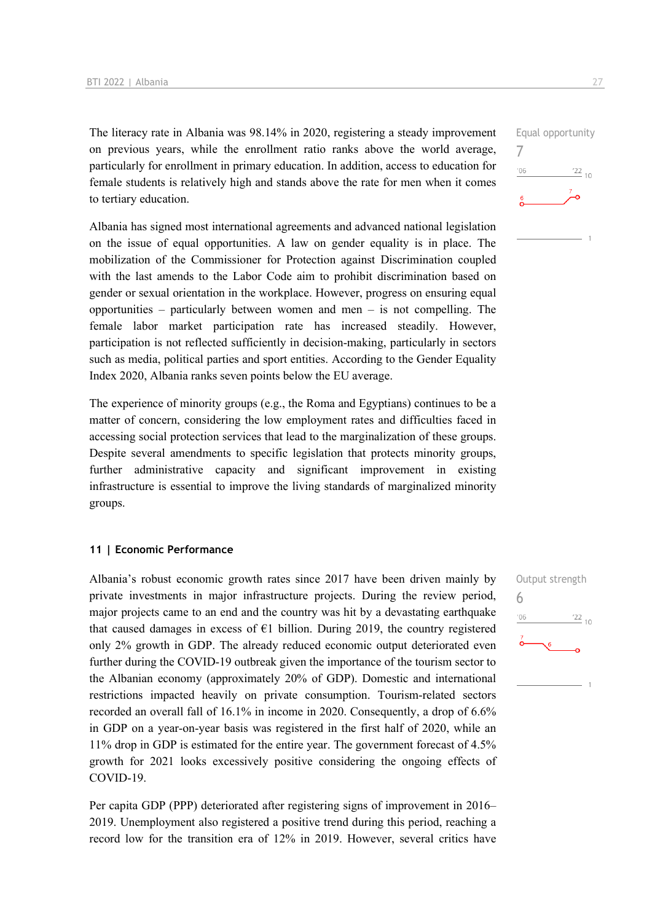The literacy rate in Albania was 98.14% in 2020, registering a steady improvement on previous years, while the enrollment ratio ranks above the world average, particularly for enrollment in primary education. In addition, access to education for female students is relatively high and stands above the rate for men when it comes to tertiary education.

Equal opportunity
7

Albania has signed most international agreements and advanced national legislation on the issue of equal opportunities. A law on gender equality is in place. The mobilization of the Commissioner for Protection against Discrimination coupled with the last amends to the Labor Code aim to prohibit discrimination based on gender or sexual orientation in the workplace. However, progress on ensuring equal opportunities – particularly between women and men – is not compelling. The female labor market participation rate has increased steadily. However, participation is not reflected sufficiently in decision-making, particularly in sectors such as media, political parties and sport entities. According to the Gender Equality Index 2020, Albania ranks seven points below the EU average.

The experience of minority groups (e.g., the Roma and Egyptians) continues to be a matter of concern, considering the low employment rates and difficulties faced in accessing social protection services that lead to the marginalization of these groups. Despite several amendments to specific legislation that protects minority groups, further administrative capacity and significant improvement in existing infrastructure is essential to improve the living standards of marginalized minority groups.

#### 11 | Economic Performance

Output strength
6

Albania's robust economic growth rates since 2017 have been driven mainly by private investments in major infrastructure projects. During the review period, major projects came to an end and the country was hit by a devastating earthquake that caused damages in excess of €1 billion. During 2019, the country registered only 2% growth in GDP. The already reduced economic output deteriorated even further during the COVID-19 outbreak given the importance of the tourism sector to the Albanian economy (approximately 20% of GDP). Domestic and international restrictions impacted heavily on private consumption. Tourism-related sectors recorded an overall fall of 16.1% in income in 2020. Consequently, a drop of 6.6% in GDP on a year-on-year basis was registered in the first half of 2020, while an 11% drop in GDP is estimated for the entire year. The government forecast of 4.5% growth for 2021 looks excessively positive considering the ongoing effects of COVID-19.

Per capita GDP (PPP) deteriorated after registering signs of improvement in 2016–2019. Unemployment also registered a positive trend during this period, reaching a record low for the transition era of 12% in 2019. However, several critics have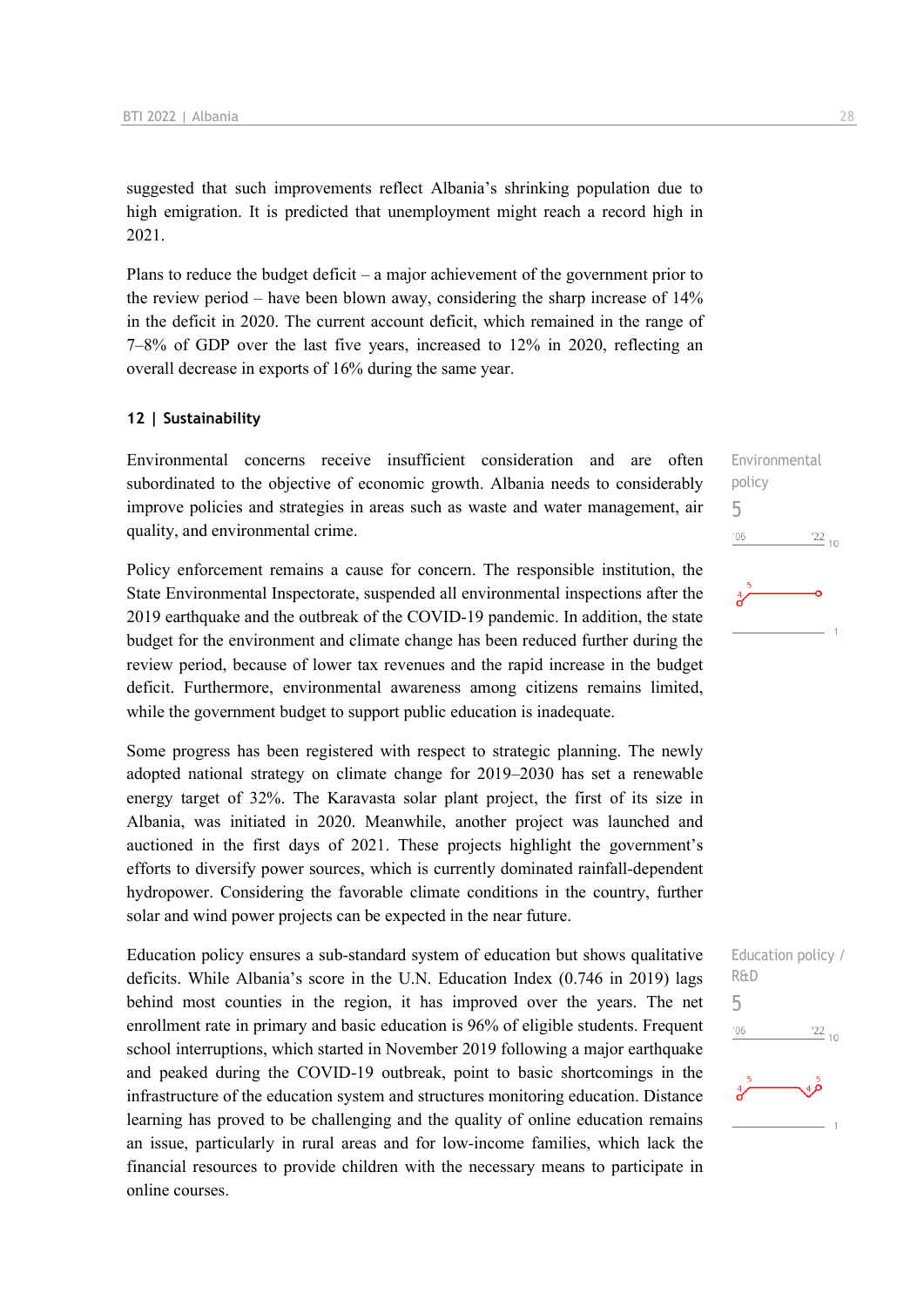suggested that such improvements reflect Albania's shrinking population due to high emigration. It is predicted that unemployment might reach a record high in 2021.

Plans to reduce the budget deficit – a major achievement of the government prior to the review period – have been blown away, considering the sharp increase of 14% in the deficit in 2020. The current account deficit, which remained in the range of 7–8% of GDP over the last five years, increased to 12% in 2020, reflecting an overall decrease in exports of 16% during the same year.

### 12 | Sustainability

Environmental concerns receive insufficient consideration and are often subordinated to the objective of economic growth. Albania needs to considerably improve policies and strategies in areas such as waste and water management, air quality, and environmental crime.

Environmental policy
5

Policy enforcement remains a cause for concern. The responsible institution, the State Environmental Inspectorate, suspended all environmental inspections after the 2019 earthquake and the outbreak of the COVID-19 pandemic. In addition, the state budget for the environment and climate change has been reduced further during the review period, because of lower tax revenues and the rapid increase in the budget deficit. Furthermore, environmental awareness among citizens remains limited, while the government budget to support public education is inadequate.

Some progress has been registered with respect to strategic planning. The newly adopted national strategy on climate change for 2019–2030 has set a renewable energy target of 32%. The Karavasta solar plant project, the first of its size in Albania, was initiated in 2020. Meanwhile, another project was launched and auctioned in the first days of 2021. These projects highlight the government's efforts to diversify power sources, which is currently dominated rainfall-dependent hydropower. Considering the favorable climate conditions in the country, further solar and wind power projects can be expected in the near future.

Education policy ensures a sub-standard system of education but shows qualitative deficits. While Albania's score in the U.N. Education Index (0.746 in 2019) lags behind most counties in the region, it has improved over the years. The net enrollment rate in primary and basic education is 96% of eligible students. Frequent school interruptions, which started in November 2019 following a major earthquake and peaked during the COVID-19 outbreak, point to basic shortcomings in the infrastructure of the education system and structures monitoring education. Distance learning has proved to be challenging and the quality of online education remains an issue, particularly in rural areas and for low-income families, which lack the financial resources to provide children with the necessary means to participate in online courses.

Education policy / R&D
5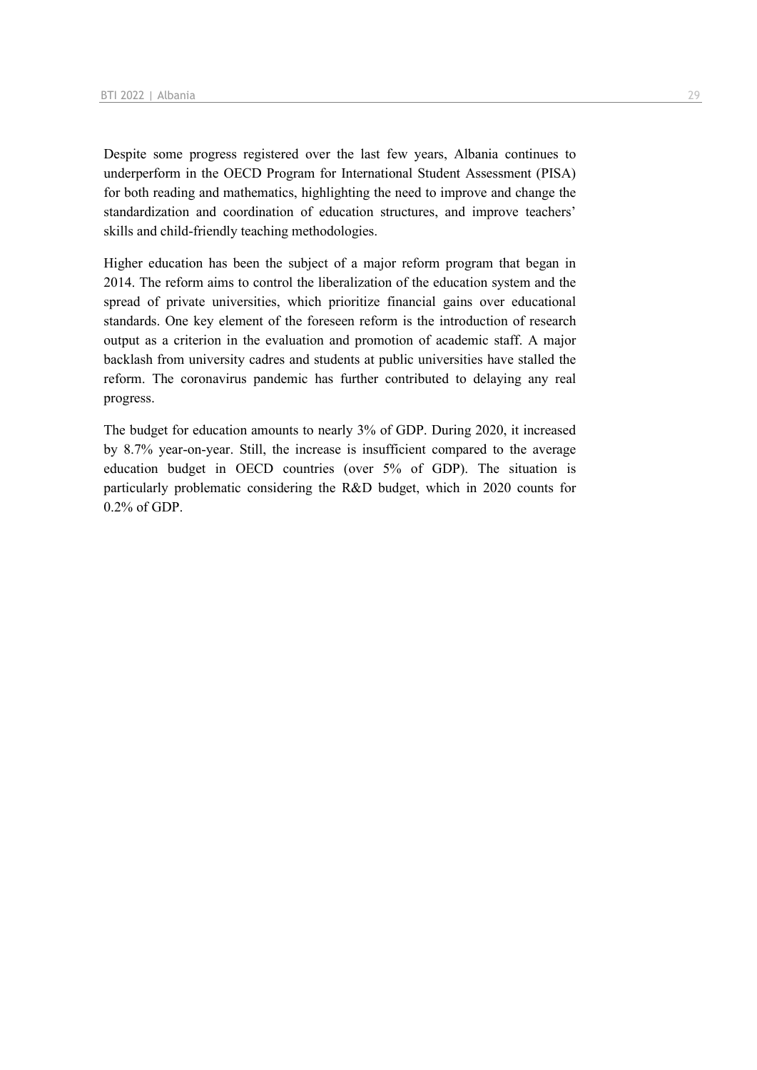Despite some progress registered over the last few years, Albania continues to underperform in the OECD Program for International Student Assessment (PISA) for both reading and mathematics, highlighting the need to improve and change the standardization and coordination of education structures, and improve teachers' skills and child-friendly teaching methodologies.

Higher education has been the subject of a major reform program that began in 2014. The reform aims to control the liberalization of the education system and the spread of private universities, which prioritize financial gains over educational standards. One key element of the foreseen reform is the introduction of research output as a criterion in the evaluation and promotion of academic staff. A major backlash from university cadres and students at public universities have stalled the reform. The coronavirus pandemic has further contributed to delaying any real progress.

The budget for education amounts to nearly 3% of GDP. During 2020, it increased by 8.7% year-on-year. Still, the increase is insufficient compared to the average education budget in OECD countries (over 5% of GDP). The situation is particularly problematic considering the R&D budget, which in 2020 counts for 0.2% of GDP.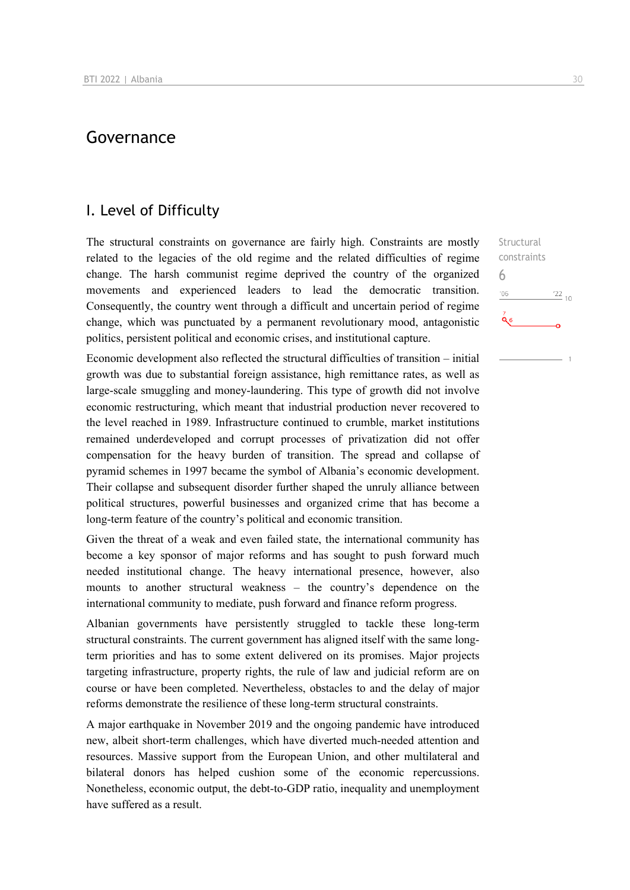# Governance

## I. Level of Difficulty

Structural constraints
6

The structural constraints on governance are fairly high. Constraints are mostly related to the legacies of the old regime and the related difficulties of regime change. The harsh communist regime deprived the country of the organized movements and experienced leaders to lead the democratic transition. Consequently, the country went through a difficult and uncertain period of regime change, which was punctuated by a permanent revolutionary mood, antagonistic politics, persistent political and economic crises, and institutional capture.

Economic development also reflected the structural difficulties of transition – initial growth was due to substantial foreign assistance, high remittance rates, as well as large-scale smuggling and money-laundering. This type of growth did not involve economic restructuring, which meant that industrial production never recovered to the level reached in 1989. Infrastructure continued to crumble, market institutions remained underdeveloped and corrupt processes of privatization did not offer compensation for the heavy burden of transition. The spread and collapse of pyramid schemes in 1997 became the symbol of Albania's economic development. Their collapse and subsequent disorder further shaped the unruly alliance between political structures, powerful businesses and organized crime that has become a long-term feature of the country's political and economic transition.

Given the threat of a weak and even failed state, the international community has become a key sponsor of major reforms and has sought to push forward much needed institutional change. The heavy international presence, however, also mounts to another structural weakness – the country's dependence on the international community to mediate, push forward and finance reform progress.

Albanian governments have persistently struggled to tackle these long-term structural constraints. The current government has aligned itself with the same long-term priorities and has to some extent delivered on its promises. Major projects targeting infrastructure, property rights, the rule of law and judicial reform are on course or have been completed. Nevertheless, obstacles to and the delay of major reforms demonstrate the resilience of these long-term structural constraints.

A major earthquake in November 2019 and the ongoing pandemic have introduced new, albeit short-term challenges, which have diverted much-needed attention and resources. Massive support from the European Union, and other multilateral and bilateral donors has helped cushion some of the economic repercussions. Nonetheless, economic output, the debt-to-GDP ratio, inequality and unemployment have suffered as a result.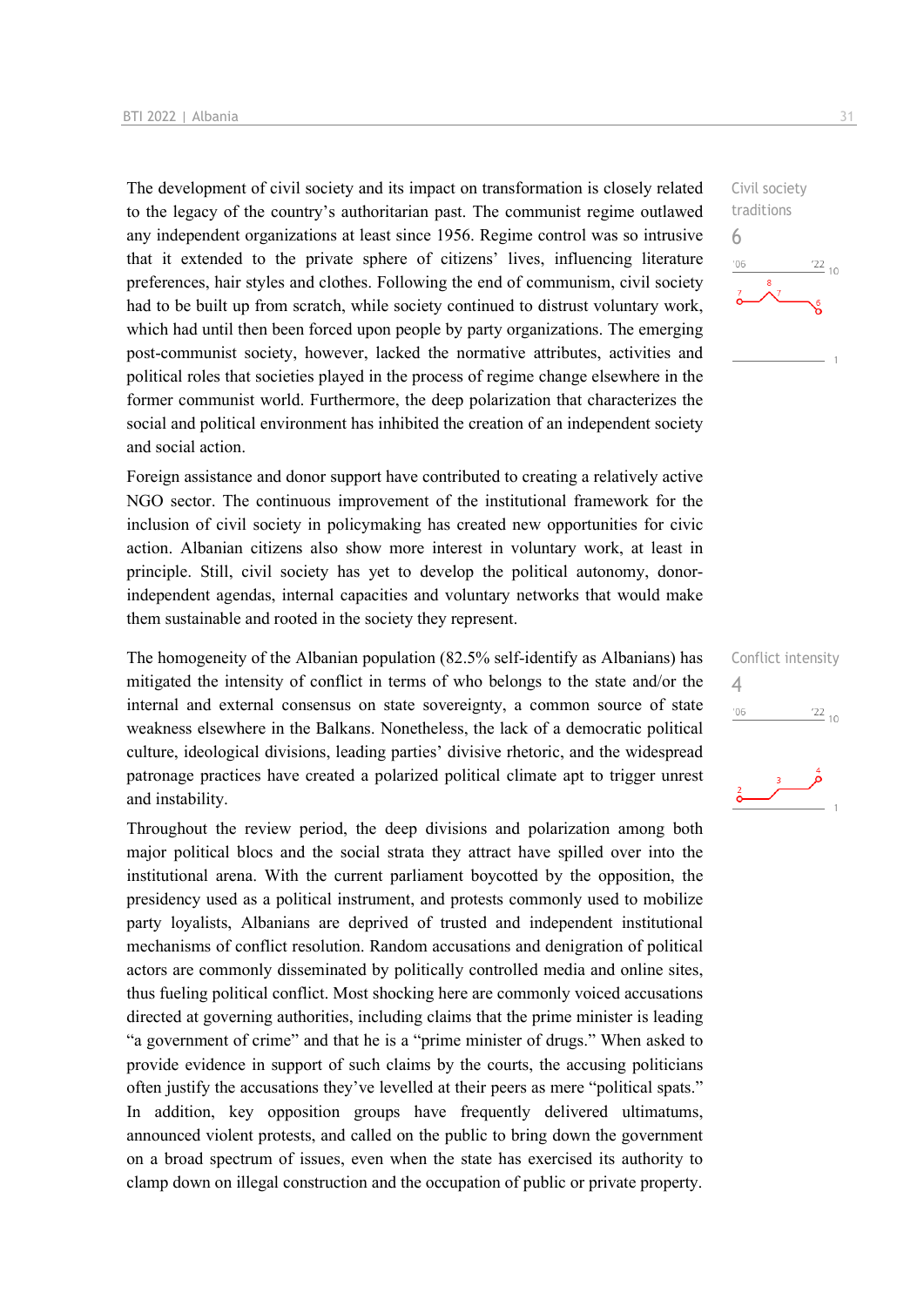The development of civil society and its impact on transformation is closely related to the legacy of the country's authoritarian past. The communist regime outlawed any independent organizations at least since 1956. Regime control was so intrusive that it extended to the private sphere of citizens' lives, influencing literature preferences, hair styles and clothes. Following the end of communism, civil society had to be built up from scratch, while society continued to distrust voluntary work, which had until then been forced upon people by party organizations. The emerging post-communist society, however, lacked the normative attributes, activities and political roles that societies played in the process of regime change elsewhere in the former communist world. Furthermore, the deep polarization that characterizes the social and political environment has inhibited the creation of an independent society and social action.

Civil society traditions
6

Foreign assistance and donor support have contributed to creating a relatively active NGO sector. The continuous improvement of the institutional framework for the inclusion of civil society in policymaking has created new opportunities for civic action. Albanian citizens also show more interest in voluntary work, at least in principle. Still, civil society has yet to develop the political autonomy, donor-independent agendas, internal capacities and voluntary networks that would make them sustainable and rooted in the society they represent.

The homogeneity of the Albanian population (82.5% self-identify as Albanians) has mitigated the intensity of conflict in terms of who belongs to the state and/or the internal and external consensus on state sovereignty, a common source of state weakness elsewhere in the Balkans. Nonetheless, the lack of a democratic political culture, ideological divisions, leading parties' divisive rhetoric, and the widespread patronage practices have created a polarized political climate apt to trigger unrest and instability.

Conflict intensity
4

Throughout the review period, the deep divisions and polarization among both major political blocs and the social strata they attract have spilled over into the institutional arena. With the current parliament boycotted by the opposition, the presidency used as a political instrument, and protests commonly used to mobilize party loyalists, Albanians are deprived of trusted and independent institutional mechanisms of conflict resolution. Random accusations and denigration of political actors are commonly disseminated by politically controlled media and online sites, thus fueling political conflict. Most shocking here are commonly voiced accusations directed at governing authorities, including claims that the prime minister is leading "a government of crime" and that he is a "prime minister of drugs." When asked to provide evidence in support of such claims by the courts, the accusing politicians often justify the accusations they've levelled at their peers as mere "political spats." In addition, key opposition groups have frequently delivered ultimatums, announced violent protests, and called on the public to bring down the government on a broad spectrum of issues, even when the state has exercised its authority to clamp down on illegal construction and the occupation of public or private property.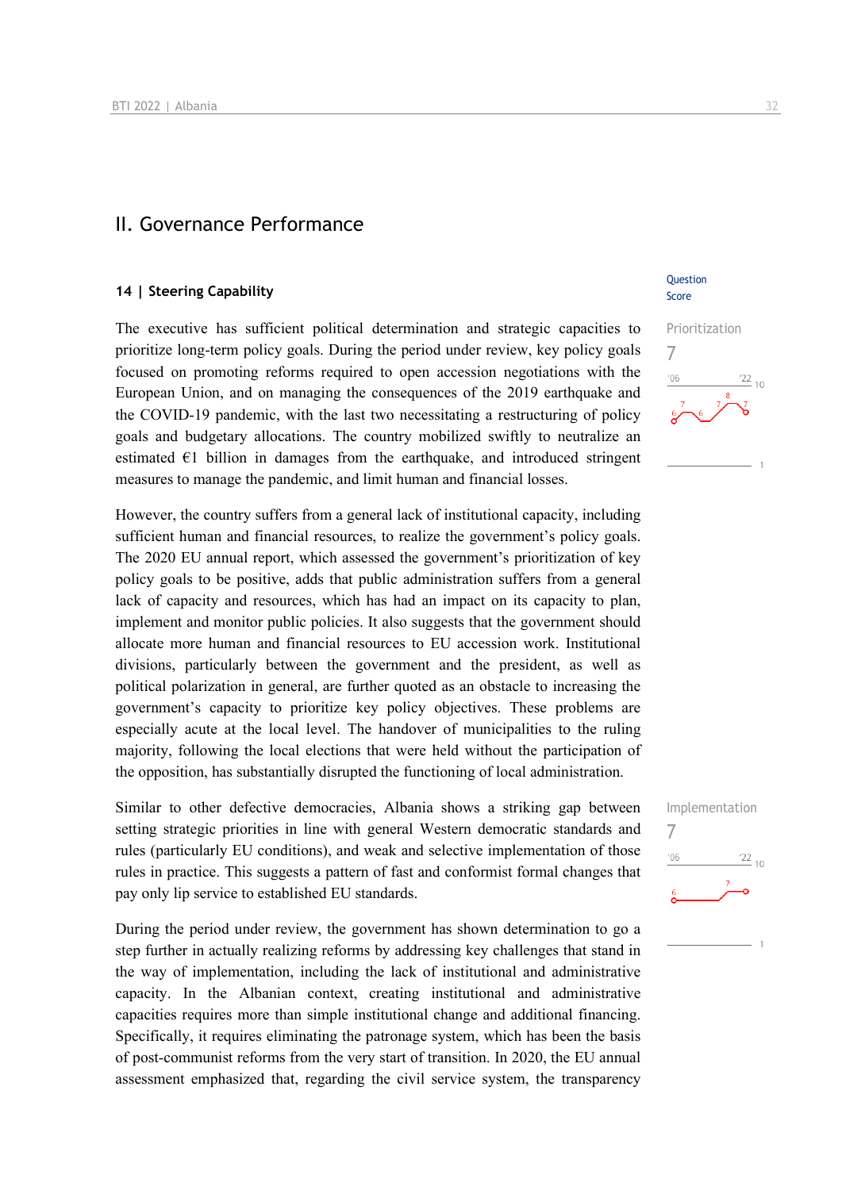## II. Governance Performance

### 14 | Steering Capability

Question Score

The executive has sufficient political determination and strategic capacities to prioritize long-term policy goals. During the period under review, key policy goals focused on promoting reforms required to open accession negotiations with the European Union, and on managing the consequences of the 2019 earthquake and the COVID-19 pandemic, with the last two necessitating a restructuring of policy goals and budgetary allocations. The country mobilized swiftly to neutralize an estimated €1 billion in damages from the earthquake, and introduced stringent measures to manage the pandemic, and limit human and financial losses.

Prioritization
7

However, the country suffers from a general lack of institutional capacity, including sufficient human and financial resources, to realize the government's policy goals. The 2020 EU annual report, which assessed the government's prioritization of key policy goals to be positive, adds that public administration suffers from a general lack of capacity and resources, which has had an impact on its capacity to plan, implement and monitor public policies. It also suggests that the government should allocate more human and financial resources to EU accession work. Institutional divisions, particularly between the government and the president, as well as political polarization in general, are further quoted as an obstacle to increasing the government's capacity to prioritize key policy objectives. These problems are especially acute at the local level. The handover of municipalities to the ruling majority, following the local elections that were held without the participation of the opposition, has substantially disrupted the functioning of local administration.

Similar to other defective democracies, Albania shows a striking gap between setting strategic priorities in line with general Western democratic standards and rules (particularly EU conditions), and weak and selective implementation of those rules in practice. This suggests a pattern of fast and conformist formal changes that pay only lip service to established EU standards.

Implementation
7

During the period under review, the government has shown determination to go a step further in actually realizing reforms by addressing key challenges that stand in the way of implementation, including the lack of institutional and administrative capacity. In the Albanian context, creating institutional and administrative capacities requires more than simple institutional change and additional financing. Specifically, it requires eliminating the patronage system, which has been the basis of post-communist reforms from the very start of transition. In 2020, the EU annual assessment emphasized that, regarding the civil service system, the transparency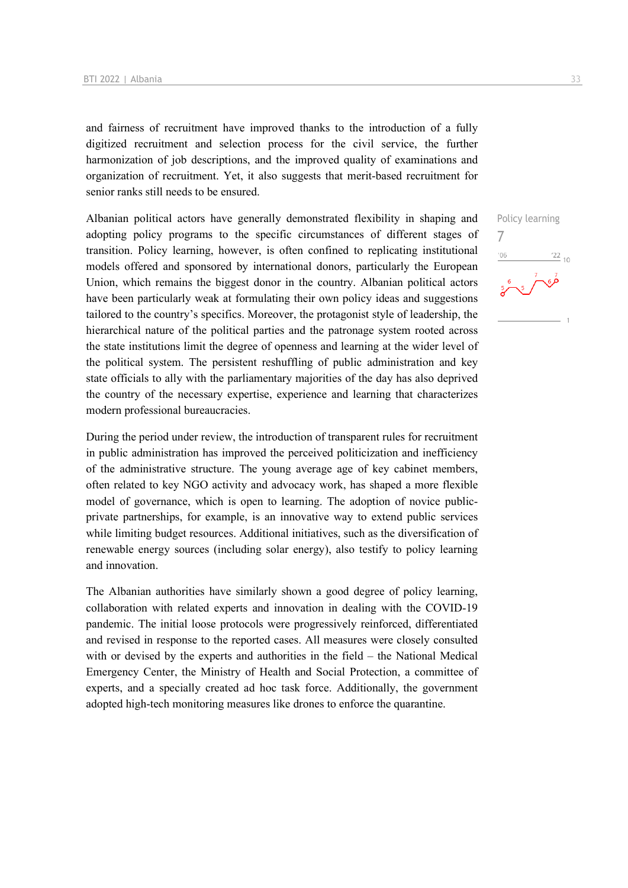and fairness of recruitment have improved thanks to the introduction of a fully digitized recruitment and selection process for the civil service, the further harmonization of job descriptions, and the improved quality of examinations and organization of recruitment. Yet, it also suggests that merit-based recruitment for senior ranks still needs to be ensured.

Policy learning
7

Albanian political actors have generally demonstrated flexibility in shaping and adopting policy programs to the specific circumstances of different stages of transition. Policy learning, however, is often confined to replicating institutional models offered and sponsored by international donors, particularly the European Union, which remains the biggest donor in the country. Albanian political actors have been particularly weak at formulating their own policy ideas and suggestions tailored to the country's specifics. Moreover, the protagonist style of leadership, the hierarchical nature of the political parties and the patronage system rooted across the state institutions limit the degree of openness and learning at the wider level of the political system. The persistent reshuffling of public administration and key state officials to ally with the parliamentary majorities of the day has also deprived the country of the necessary expertise, experience and learning that characterizes modern professional bureaucracies.

During the period under review, the introduction of transparent rules for recruitment in public administration has improved the perceived politicization and inefficiency of the administrative structure. The young average age of key cabinet members, often related to key NGO activity and advocacy work, has shaped a more flexible model of governance, which is open to learning. The adoption of novice public-private partnerships, for example, is an innovative way to extend public services while limiting budget resources. Additional initiatives, such as the diversification of renewable energy sources (including solar energy), also testify to policy learning and innovation.

The Albanian authorities have similarly shown a good degree of policy learning, collaboration with related experts and innovation in dealing with the COVID-19 pandemic. The initial loose protocols were progressively reinforced, differentiated and revised in response to the reported cases. All measures were closely consulted with or devised by the experts and authorities in the field – the National Medical Emergency Center, the Ministry of Health and Social Protection, a committee of experts, and a specially created ad hoc task force. Additionally, the government adopted high-tech monitoring measures like drones to enforce the quarantine.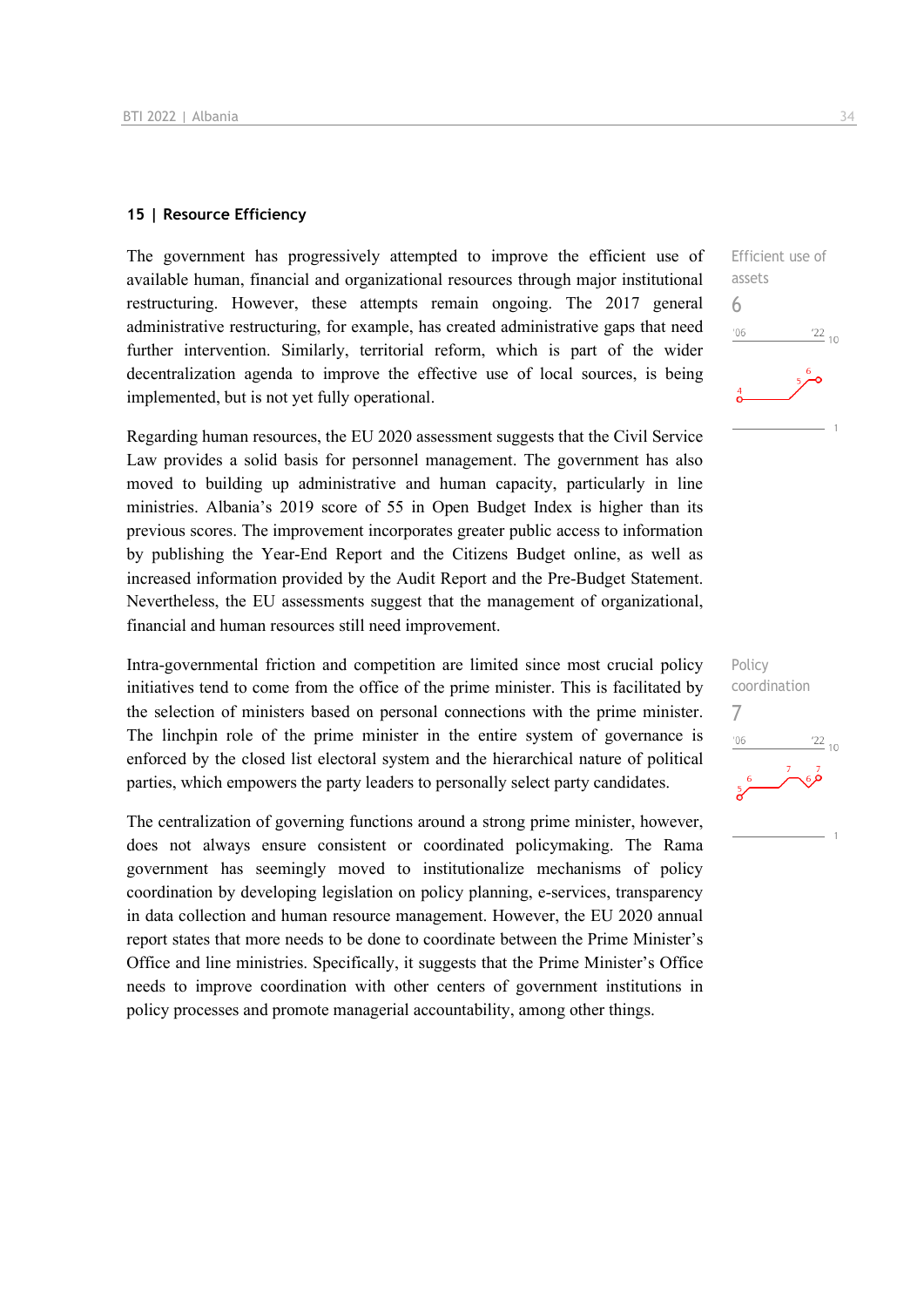## 15 | Resource Efficiency

Efficient use of assets
6

The government has progressively attempted to improve the efficient use of available human, financial and organizational resources through major institutional restructuring. However, these attempts remain ongoing. The 2017 general administrative restructuring, for example, has created administrative gaps that need further intervention. Similarly, territorial reform, which is part of the wider decentralization agenda to improve the effective use of local sources, is being implemented, but is not yet fully operational.

Regarding human resources, the EU 2020 assessment suggests that the Civil Service Law provides a solid basis for personnel management. The government has also moved to building up administrative and human capacity, particularly in line ministries. Albania's 2019 score of 55 in Open Budget Index is higher than its previous scores. The improvement incorporates greater public access to information by publishing the Year-End Report and the Citizens Budget online, as well as increased information provided by the Audit Report and the Pre-Budget Statement. Nevertheless, the EU assessments suggest that the management of organizational, financial and human resources still need improvement.

Policy coordination
7

Intra-governmental friction and competition are limited since most crucial policy initiatives tend to come from the office of the prime minister. This is facilitated by the selection of ministers based on personal connections with the prime minister. The linchpin role of the prime minister in the entire system of governance is enforced by the closed list electoral system and the hierarchical nature of political parties, which empowers the party leaders to personally select party candidates.

The centralization of governing functions around a strong prime minister, however, does not always ensure consistent or coordinated policymaking. The Rama government has seemingly moved to institutionalize mechanisms of policy coordination by developing legislation on policy planning, e-services, transparency in data collection and human resource management. However, the EU 2020 annual report states that more needs to be done to coordinate between the Prime Minister's Office and line ministries. Specifically, it suggests that the Prime Minister's Office needs to improve coordination with other centers of government institutions in policy processes and promote managerial accountability, among other things.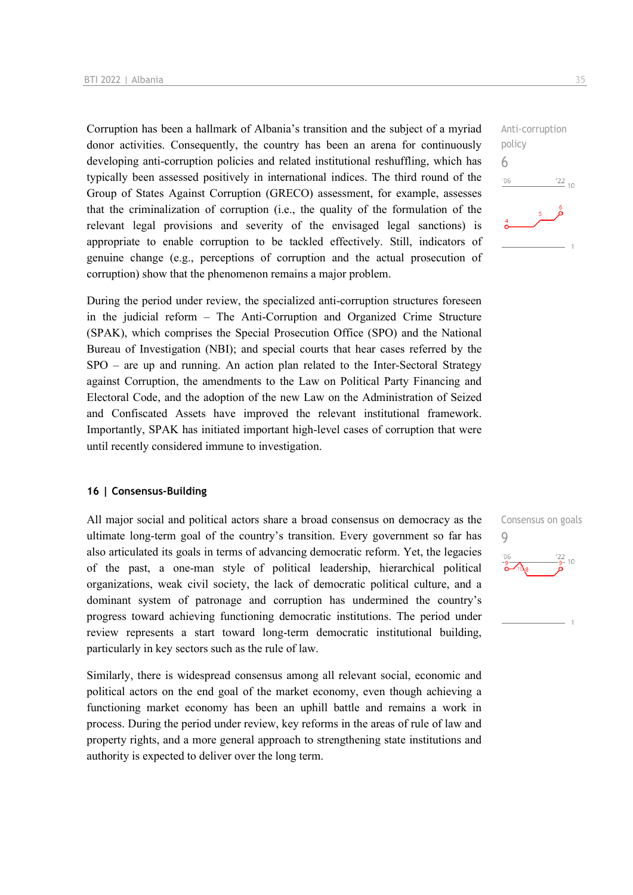Corruption has been a hallmark of Albania's transition and the subject of a myriad donor activities. Consequently, the country has been an arena for continuously developing anti-corruption policies and related institutional reshuffling, which has typically been assessed positively in international indices. The third round of the Group of States Against Corruption (GRECO) assessment, for example, assesses that the criminalization of corruption (i.e., the quality of the formulation of the relevant legal provisions and severity of the envisaged legal sanctions) is appropriate to enable corruption to be tackled effectively. Still, indicators of genuine change (e.g., perceptions of corruption and the actual prosecution of corruption) show that the phenomenon remains a major problem.

Anti-corruption policy
6

During the period under review, the specialized anti-corruption structures foreseen in the judicial reform – The Anti-Corruption and Organized Crime Structure (SPAK), which comprises the Special Prosecution Office (SPO) and the National Bureau of Investigation (NBI); and special courts that hear cases referred by the SPO – are up and running. An action plan related to the Inter-Sectoral Strategy against Corruption, the amendments to the Law on Political Party Financing and Electoral Code, and the adoption of the new Law on the Administration of Seized and Confiscated Assets have improved the relevant institutional framework. Importantly, SPAK has initiated important high-level cases of corruption that were until recently considered immune to investigation.

## 16 | Consensus-Building

All major social and political actors share a broad consensus on democracy as the ultimate long-term goal of the country's transition. Every government so far has also articulated its goals in terms of advancing democratic reform. Yet, the legacies of the past, a one-man style of political leadership, hierarchical political organizations, weak civil society, the lack of democratic political culture, and a dominant system of patronage and corruption has undermined the country's progress toward achieving functioning democratic institutions. The period under review represents a start toward long-term democratic institutional building, particularly in key sectors such as the rule of law.

Consensus on goals
9

Similarly, there is widespread consensus among all relevant social, economic and political actors on the end goal of the market economy, even though achieving a functioning market economy has been an uphill battle and remains a work in process. During the period under review, key reforms in the areas of rule of law and property rights, and a more general approach to strengthening state institutions and authority is expected to deliver over the long term.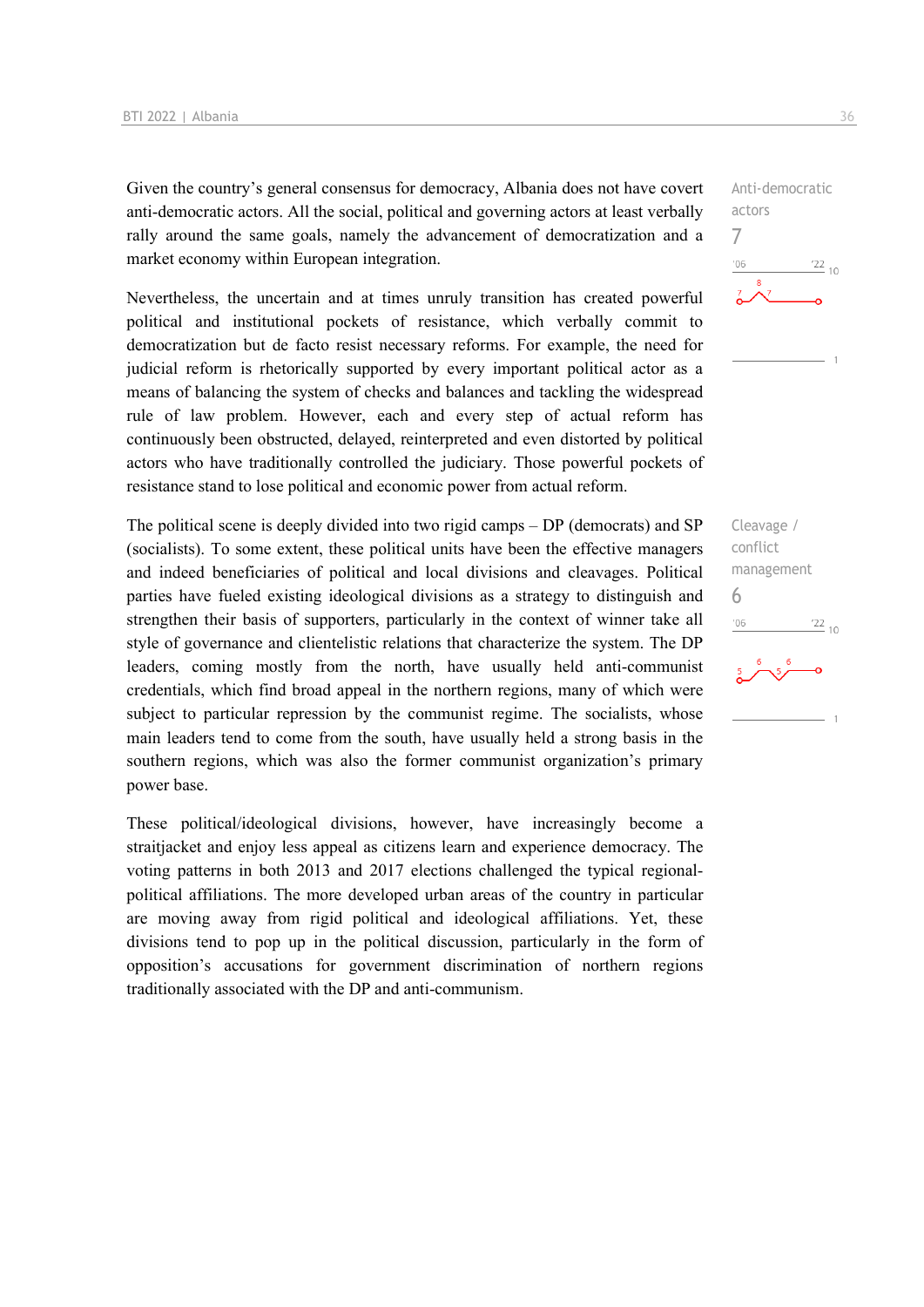Given the country's general consensus for democracy, Albania does not have covert anti-democratic actors. All the social, political and governing actors at least verbally rally around the same goals, namely the advancement of democratization and a market economy within European integration.

Anti-democratic actors
7

Nevertheless, the uncertain and at times unruly transition has created powerful political and institutional pockets of resistance, which verbally commit to democratization but de facto resist necessary reforms. For example, the need for judicial reform is rhetorically supported by every important political actor as a means of balancing the system of checks and balances and tackling the widespread rule of law problem. However, each and every step of actual reform has continuously been obstructed, delayed, reinterpreted and even distorted by political actors who have traditionally controlled the judiciary. Those powerful pockets of resistance stand to lose political and economic power from actual reform.

The political scene is deeply divided into two rigid camps – DP (democrats) and SP (socialists). To some extent, these political units have been the effective managers and indeed beneficiaries of political and local divisions and cleavages. Political parties have fueled existing ideological divisions as a strategy to distinguish and strengthen their basis of supporters, particularly in the context of winner take all style of governance and clientelistic relations that characterize the system. The DP leaders, coming mostly from the north, have usually held anti-communist credentials, which find broad appeal in the northern regions, many of which were subject to particular repression by the communist regime. The socialists, whose main leaders tend to come from the south, have usually held a strong basis in the southern regions, which was also the former communist organization's primary power base.

Cleavage / conflict management
6

These political/ideological divisions, however, have increasingly become a straitjacket and enjoy less appeal as citizens learn and experience democracy. The voting patterns in both 2013 and 2017 elections challenged the typical regional-political affiliations. The more developed urban areas of the country in particular are moving away from rigid political and ideological affiliations. Yet, these divisions tend to pop up in the political discussion, particularly in the form of opposition's accusations for government discrimination of northern regions traditionally associated with the DP and anti-communism.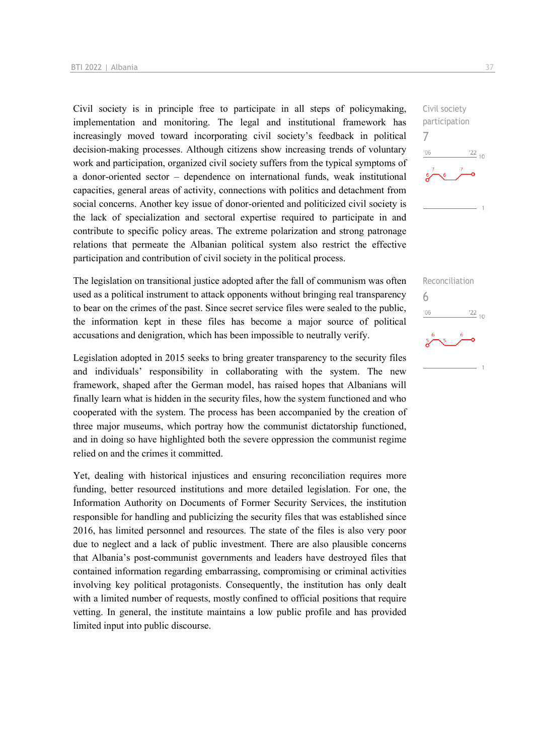Civil society is in principle free to participate in all steps of policymaking, implementation and monitoring. The legal and institutional framework has increasingly moved toward incorporating civil society's feedback in political decision-making processes. Although citizens show increasing trends of voluntary work and participation, organized civil society suffers from the typical symptoms of a donor-oriented sector – dependence on international funds, weak institutional capacities, general areas of activity, connections with politics and detachment from social concerns. Another key issue of donor-oriented and politicized civil society is the lack of specialization and sectoral expertise required to participate in and contribute to specific policy areas. The extreme polarization and strong patronage relations that permeate the Albanian political system also restrict the effective participation and contribution of civil society in the political process.

Civil society participation
7

The legislation on transitional justice adopted after the fall of communism was often used as a political instrument to attack opponents without bringing real transparency to bear on the crimes of the past. Since secret service files were sealed to the public, the information kept in these files has become a major source of political accusations and denigration, which has been impossible to neutrally verify.

Reconciliation
6

Legislation adopted in 2015 seeks to bring greater transparency to the security files and individuals' responsibility in collaborating with the system. The new framework, shaped after the German model, has raised hopes that Albanians will finally learn what is hidden in the security files, how the system functioned and who cooperated with the system. The process has been accompanied by the creation of three major museums, which portray how the communist dictatorship functioned, and in doing so have highlighted both the severe oppression the communist regime relied on and the crimes it committed.

Yet, dealing with historical injustices and ensuring reconciliation requires more funding, better resourced institutions and more detailed legislation. For one, the Information Authority on Documents of Former Security Services, the institution responsible for handling and publicizing the security files that was established since 2016, has limited personnel and resources. The state of the files is also very poor due to neglect and a lack of public investment. There are also plausible concerns that Albania's post-communist governments and leaders have destroyed files that contained information regarding embarrassing, compromising or criminal activities involving key political protagonists. Consequently, the institution has only dealt with a limited number of requests, mostly confined to official positions that require vetting. In general, the institute maintains a low public profile and has provided limited input into public discourse.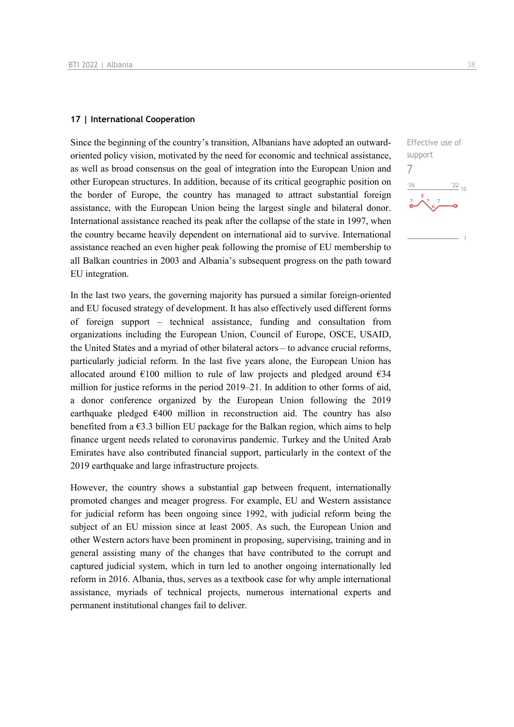## 17 | International Cooperation

Effective use of support

7

Since the beginning of the country's transition, Albanians have adopted an outward-oriented policy vision, motivated by the need for economic and technical assistance, as well as broad consensus on the goal of integration into the European Union and other European structures. In addition, because of its critical geographic position on the border of Europe, the country has managed to attract substantial foreign assistance, with the European Union being the largest single and bilateral donor. International assistance reached its peak after the collapse of the state in 1997, when the country became heavily dependent on international aid to survive. International assistance reached an even higher peak following the promise of EU membership to all Balkan countries in 2003 and Albania's subsequent progress on the path toward EU integration.

In the last two years, the governing majority has pursued a similar foreign-oriented and EU focused strategy of development. It has also effectively used different forms of foreign support – technical assistance, funding and consultation from organizations including the European Union, Council of Europe, OSCE, USAID, the United States and a myriad of other bilateral actors – to advance crucial reforms, particularly judicial reform. In the last five years alone, the European Union has allocated around €100 million to rule of law projects and pledged around €34 million for justice reforms in the period 2019–21. In addition to other forms of aid, a donor conference organized by the European Union following the 2019 earthquake pledged €400 million in reconstruction aid. The country has also benefited from a €3.3 billion EU package for the Balkan region, which aims to help finance urgent needs related to coronavirus pandemic. Turkey and the United Arab Emirates have also contributed financial support, particularly in the context of the 2019 earthquake and large infrastructure projects.

However, the country shows a substantial gap between frequent, internationally promoted changes and meager progress. For example, EU and Western assistance for judicial reform has been ongoing since 1992, with judicial reform being the subject of an EU mission since at least 2005. As such, the European Union and other Western actors have been prominent in proposing, supervising, training and in general assisting many of the changes that have contributed to the corrupt and captured judicial system, which in turn led to another ongoing internationally led reform in 2016. Albania, thus, serves as a textbook case for why ample international assistance, myriads of technical projects, numerous international experts and permanent institutional changes fail to deliver.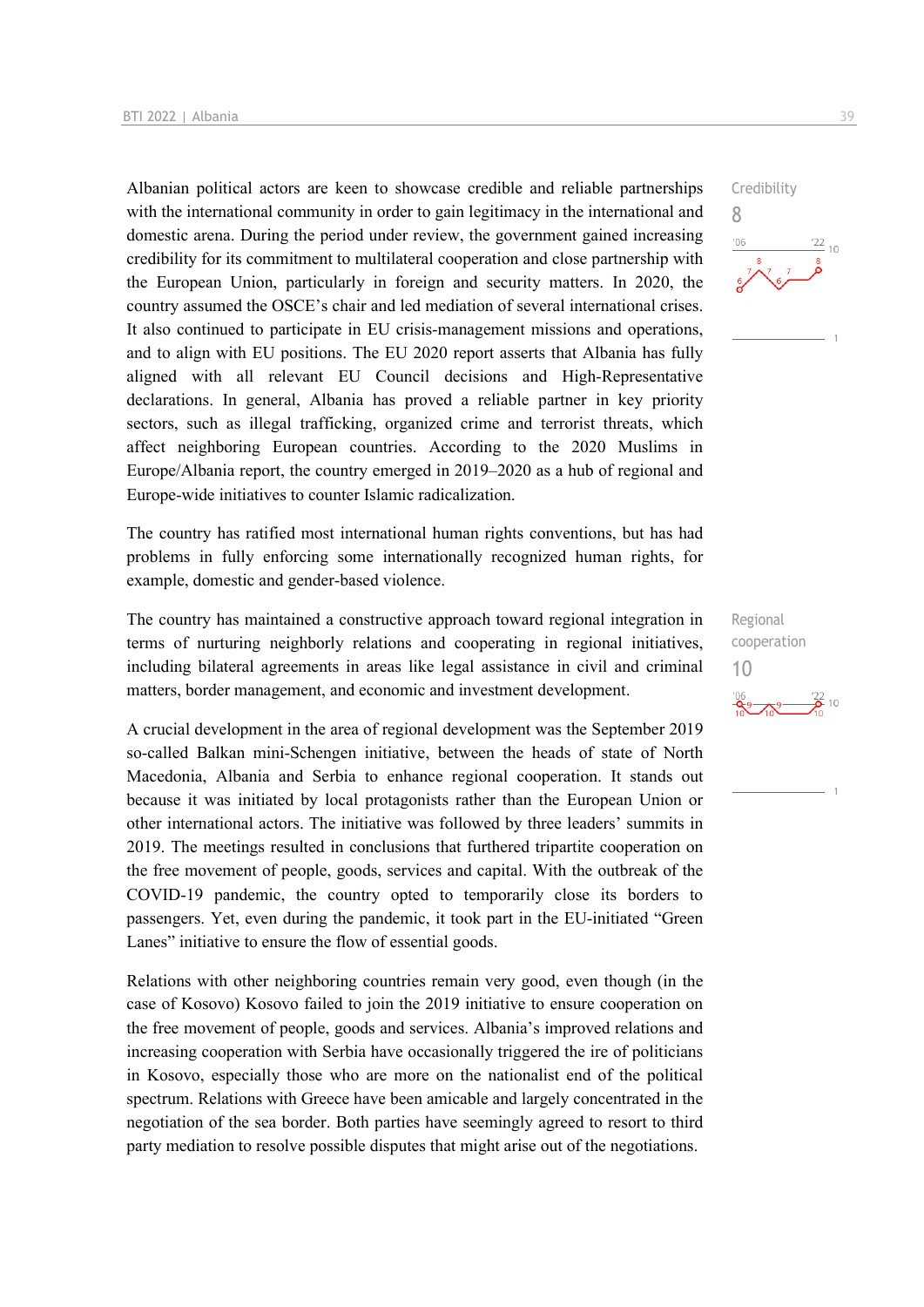Albanian political actors are keen to showcase credible and reliable partnerships with the international community in order to gain legitimacy in the international and domestic arena. During the period under review, the government gained increasing credibility for its commitment to multilateral cooperation and close partnership with the European Union, particularly in foreign and security matters. In 2020, the country assumed the OSCE's chair and led mediation of several international crises. It also continued to participate in EU crisis-management missions and operations, and to align with EU positions. The EU 2020 report asserts that Albania has fully aligned with all relevant EU Council decisions and High-Representative declarations. In general, Albania has proved a reliable partner in key priority sectors, such as illegal trafficking, organized crime and terrorist threats, which affect neighboring European countries. According to the 2020 Muslims in Europe/Albania report, the country emerged in 2019–2020 as a hub of regional and Europe-wide initiatives to counter Islamic radicalization.

Credibility
8

The country has ratified most international human rights conventions, but has had problems in fully enforcing some internationally recognized human rights, for example, domestic and gender-based violence.

The country has maintained a constructive approach toward regional integration in terms of nurturing neighborly relations and cooperating in regional initiatives, including bilateral agreements in areas like legal assistance in civil and criminal matters, border management, and economic and investment development.

Regional cooperation
10

A crucial development in the area of regional development was the September 2019 so-called Balkan mini-Schengen initiative, between the heads of state of North Macedonia, Albania and Serbia to enhance regional cooperation. It stands out because it was initiated by local protagonists rather than the European Union or other international actors. The initiative was followed by three leaders' summits in 2019. The meetings resulted in conclusions that furthered tripartite cooperation on the free movement of people, goods, services and capital. With the outbreak of the COVID-19 pandemic, the country opted to temporarily close its borders to passengers. Yet, even during the pandemic, it took part in the EU-initiated "Green Lanes" initiative to ensure the flow of essential goods.

Relations with other neighboring countries remain very good, even though (in the case of Kosovo) Kosovo failed to join the 2019 initiative to ensure cooperation on the free movement of people, goods and services. Albania's improved relations and increasing cooperation with Serbia have occasionally triggered the ire of politicians in Kosovo, especially those who are more on the nationalist end of the political spectrum. Relations with Greece have been amicable and largely concentrated in the negotiation of the sea border. Both parties have seemingly agreed to resort to third party mediation to resolve possible disputes that might arise out of the negotiations.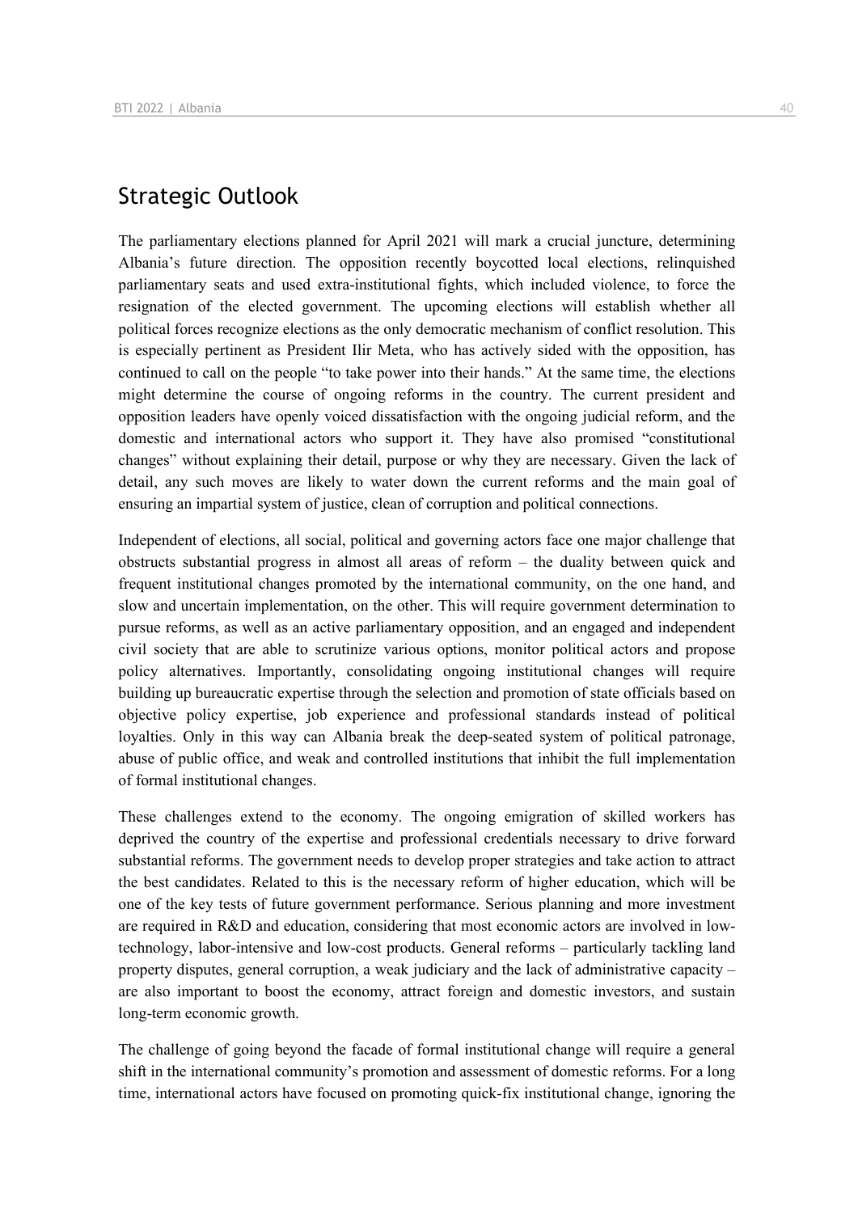## Strategic Outlook

The parliamentary elections planned for April 2021 will mark a crucial juncture, determining Albania's future direction. The opposition recently boycotted local elections, relinquished parliamentary seats and used extra-institutional fights, which included violence, to force the resignation of the elected government. The upcoming elections will establish whether all political forces recognize elections as the only democratic mechanism of conflict resolution. This is especially pertinent as President Ilir Meta, who has actively sided with the opposition, has continued to call on the people "to take power into their hands." At the same time, the elections might determine the course of ongoing reforms in the country. The current president and opposition leaders have openly voiced dissatisfaction with the ongoing judicial reform, and the domestic and international actors who support it. They have also promised "constitutional changes" without explaining their detail, purpose or why they are necessary. Given the lack of detail, any such moves are likely to water down the current reforms and the main goal of ensuring an impartial system of justice, clean of corruption and political connections.

Independent of elections, all social, political and governing actors face one major challenge that obstructs substantial progress in almost all areas of reform – the duality between quick and frequent institutional changes promoted by the international community, on the one hand, and slow and uncertain implementation, on the other. This will require government determination to pursue reforms, as well as an active parliamentary opposition, and an engaged and independent civil society that are able to scrutinize various options, monitor political actors and propose policy alternatives. Importantly, consolidating ongoing institutional changes will require building up bureaucratic expertise through the selection and promotion of state officials based on objective policy expertise, job experience and professional standards instead of political loyalties. Only in this way can Albania break the deep-seated system of political patronage, abuse of public office, and weak and controlled institutions that inhibit the full implementation of formal institutional changes.

These challenges extend to the economy. The ongoing emigration of skilled workers has deprived the country of the expertise and professional credentials necessary to drive forward substantial reforms. The government needs to develop proper strategies and take action to attract the best candidates. Related to this is the necessary reform of higher education, which will be one of the key tests of future government performance. Serious planning and more investment are required in R&D and education, considering that most economic actors are involved in low-technology, labor-intensive and low-cost products. General reforms – particularly tackling land property disputes, general corruption, a weak judiciary and the lack of administrative capacity – are also important to boost the economy, attract foreign and domestic investors, and sustain long-term economic growth.

The challenge of going beyond the facade of formal institutional change will require a general shift in the international community's promotion and assessment of domestic reforms. For a long time, international actors have focused on promoting quick-fix institutional change, ignoring the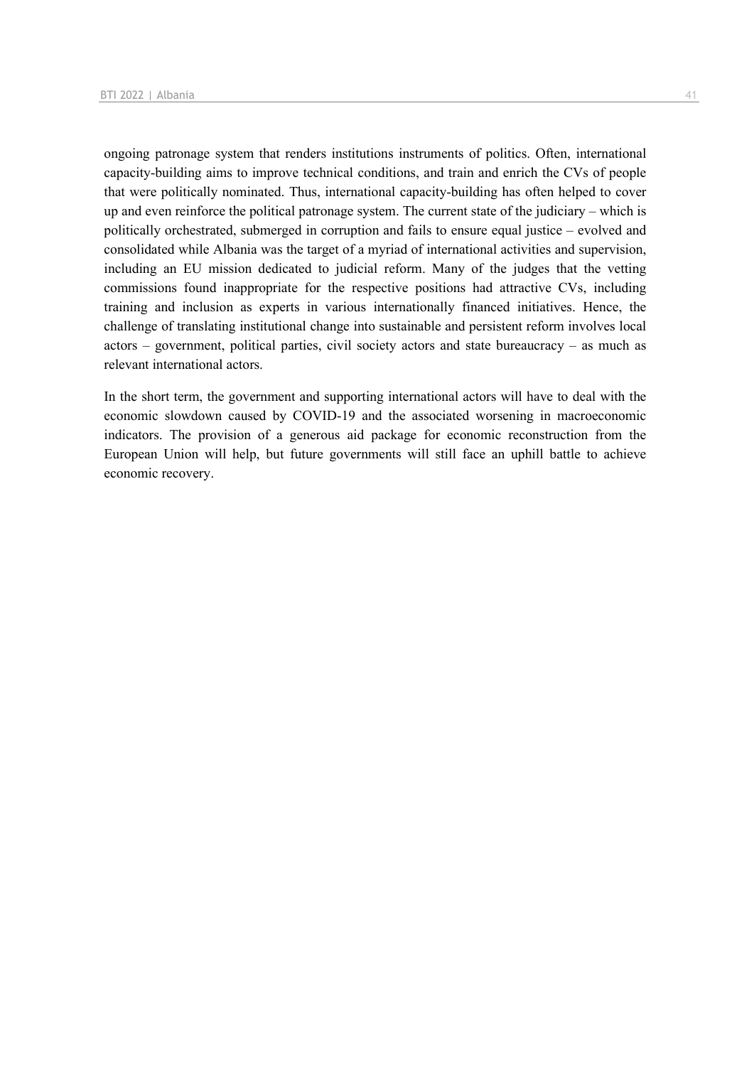ongoing patronage system that renders institutions instruments of politics. Often, international capacity-building aims to improve technical conditions, and train and enrich the CVs of people that were politically nominated. Thus, international capacity-building has often helped to cover up and even reinforce the political patronage system. The current state of the judiciary – which is politically orchestrated, submerged in corruption and fails to ensure equal justice – evolved and consolidated while Albania was the target of a myriad of international activities and supervision, including an EU mission dedicated to judicial reform. Many of the judges that the vetting commissions found inappropriate for the respective positions had attractive CVs, including training and inclusion as experts in various internationally financed initiatives. Hence, the challenge of translating institutional change into sustainable and persistent reform involves local actors – government, political parties, civil society actors and state bureaucracy – as much as relevant international actors.

In the short term, the government and supporting international actors will have to deal with the economic slowdown caused by COVID-19 and the associated worsening in macroeconomic indicators. The provision of a generous aid package for economic reconstruction from the European Union will help, but future governments will still face an uphill battle to achieve economic recovery.